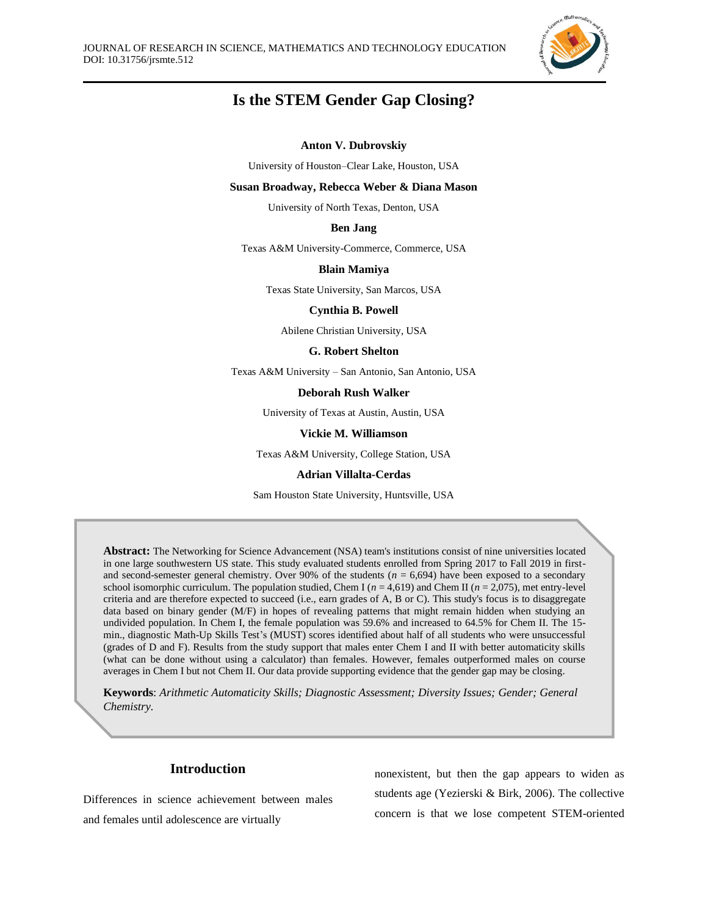# Is the STEM Gender Gap Closing?

**Anton V. Dubrovskiy**

University of Houston–Clear Lake, Houston, USA

**Susan Broadway, Rebecca Weber & Diana Mason**

University of North Texas, Denton, USA

**Ben Jang**

Texas A&M University-Commerce, Commerce, USA

**Blain Mamiya**

Texas State University, San Marcos, USA

**Cynthia B. Powell**

Abilene Christian University, USA

**G. Robert Shelton**

Texas A&M University – San Antonio, San Antonio, USA

**Deborah Rush Walker**

University of Texas at Austin, Austin, USA

**Vickie M. Williamson**

Texas A&M University, College Station, USA

**Adrian Villalta-Cerdas**

Sam Houston State University, Huntsville, USA

**Abstract:** The Networking for Science Advancement (NSA) team's institutions consist of nine universities located in one large southwestern US state. This study evaluated students enrolled from Spring 2017 to Fall 2019 in first- and second-semester general chemistry. Over 90% of the students ($n$ = 6,694) have been exposed to a secondary school isomorphic curriculum. The population studied, Chem I ($n$ = 4,619) and Chem II ($n$ = 2,075), met entry-level criteria and are therefore expected to succeed (i.e., earn grades of A, B or C). This study's focus is to disaggregate data based on binary gender (M/F) in hopes of revealing patterns that might remain hidden when studying an undivided population. In Chem I, the female population was 59.6% and increased to 64.5% for Chem II. The 15-min., diagnostic Math-Up Skills Test's (MUST) scores identified about half of all students who were unsuccessful (grades of D and F). Results from the study support that males enter Chem I and II with better automaticity skills (what can be done without using a calculator) than females. However, females outperformed males on course averages in Chem I but not Chem II. Our data provide supporting evidence that the gender gap may be closing.

**Keywords**: *Arithmetic Automaticity Skills; Diagnostic Assessment; Diversity Issues; Gender; General Chemistry.*

## Introduction

Differences in science achievement between males and females until adolescence are virtually nonexistent, but then the gap appears to widen as students age (Yezierski & Birk, 2006). The collective concern is that we lose competent STEM-oriented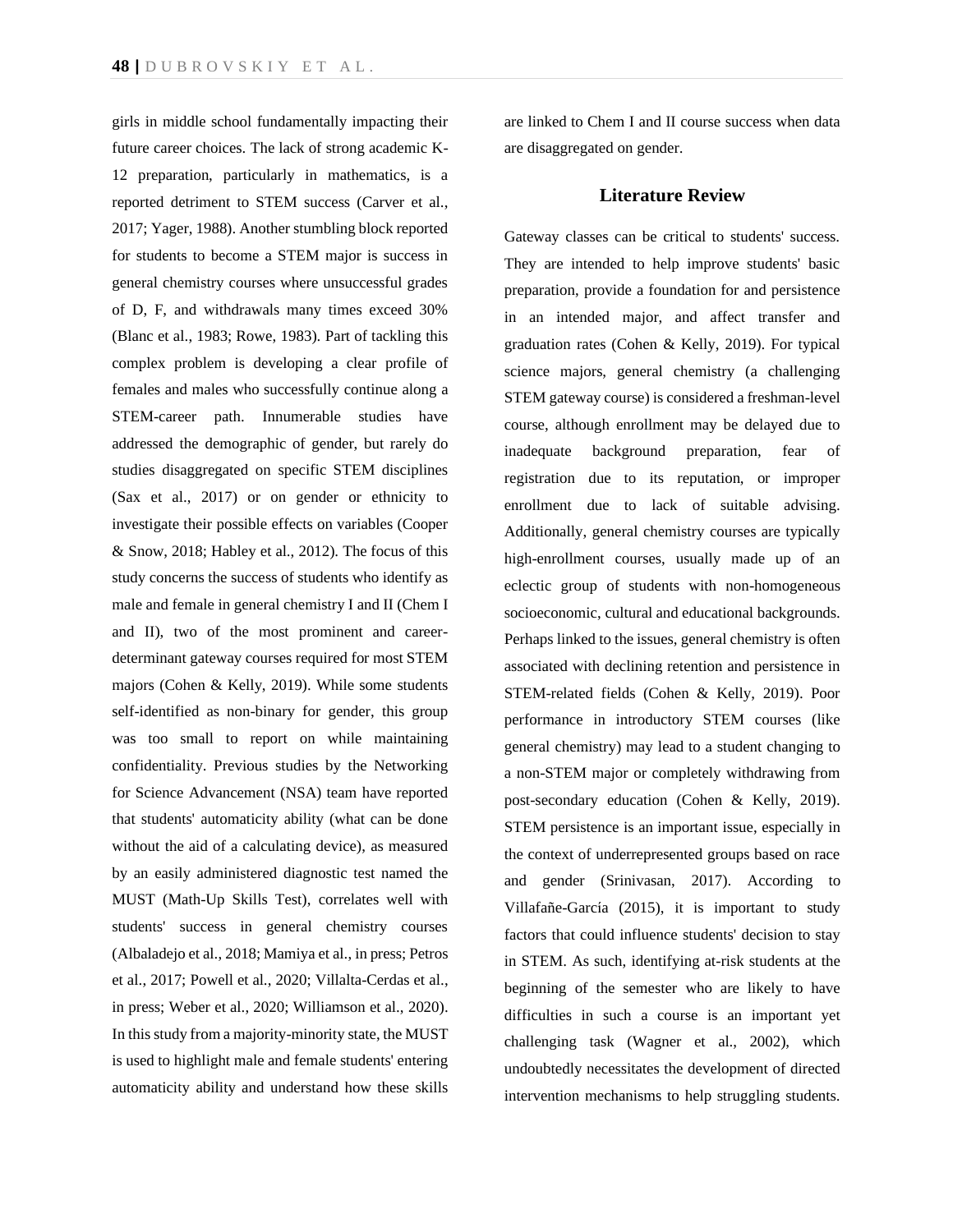girls in middle school fundamentally impacting their future career choices. The lack of strong academic K-12 preparation, particularly in mathematics, is a reported detriment to STEM success (Carver et al., 2017; Yager, 1988). Another stumbling block reported for students to become a STEM major is success in general chemistry courses where unsuccessful grades of D, F, and withdrawals many times exceed 30% (Blanc et al., 1983; Rowe, 1983). Part of tackling this complex problem is developing a clear profile of females and males who successfully continue along a STEM-career path. Innumerable studies have addressed the demographic of gender, but rarely do studies disaggregated on specific STEM disciplines (Sax et al., 2017) or on gender or ethnicity to investigate their possible effects on variables (Cooper & Snow, 2018; Habley et al., 2012). The focus of this study concerns the success of students who identify as male and female in general chemistry I and II (Chem I and II), two of the most prominent and career-determinant gateway courses required for most STEM majors (Cohen & Kelly, 2019). While some students self-identified as non-binary for gender, this group was too small to report on while maintaining confidentiality. Previous studies by the Networking for Science Advancement (NSA) team have reported that students' automaticity ability (what can be done without the aid of a calculating device), as measured by an easily administered diagnostic test named the MUST (Math-Up Skills Test), correlates well with students' success in general chemistry courses (Albaladejo et al., 2018; Mamiya et al., in press; Petros et al., 2017; Powell et al., 2020; Villalta-Cerdas et al., in press; Weber et al., 2020; Williamson et al., 2020). In this study from a majority-minority state, the MUST is used to highlight male and female students' entering automaticity ability and understand how these skills are linked to Chem I and II course success when data are disaggregated on gender.

## Literature Review

Gateway classes can be critical to students' success. They are intended to help improve students' basic preparation, provide a foundation for and persistence in an intended major, and affect transfer and graduation rates (Cohen & Kelly, 2019). For typical science majors, general chemistry (a challenging STEM gateway course) is considered a freshman-level course, although enrollment may be delayed due to inadequate background preparation, fear of registration due to its reputation, or improper enrollment due to lack of suitable advising. Additionally, general chemistry courses are typically high-enrollment courses, usually made up of an eclectic group of students with non-homogeneous socioeconomic, cultural and educational backgrounds. Perhaps linked to the issues, general chemistry is often associated with declining retention and persistence in STEM-related fields (Cohen & Kelly, 2019). Poor performance in introductory STEM courses (like general chemistry) may lead to a student changing to a non-STEM major or completely withdrawing from post-secondary education (Cohen & Kelly, 2019). STEM persistence is an important issue, especially in the context of underrepresented groups based on race and gender (Srinivasan, 2017). According to Villafañe-García (2015), it is important to study factors that could influence students' decision to stay in STEM. As such, identifying at-risk students at the beginning of the semester who are likely to have difficulties in such a course is an important yet challenging task (Wagner et al., 2002), which undoubtedly necessitates the development of directed intervention mechanisms to help struggling students.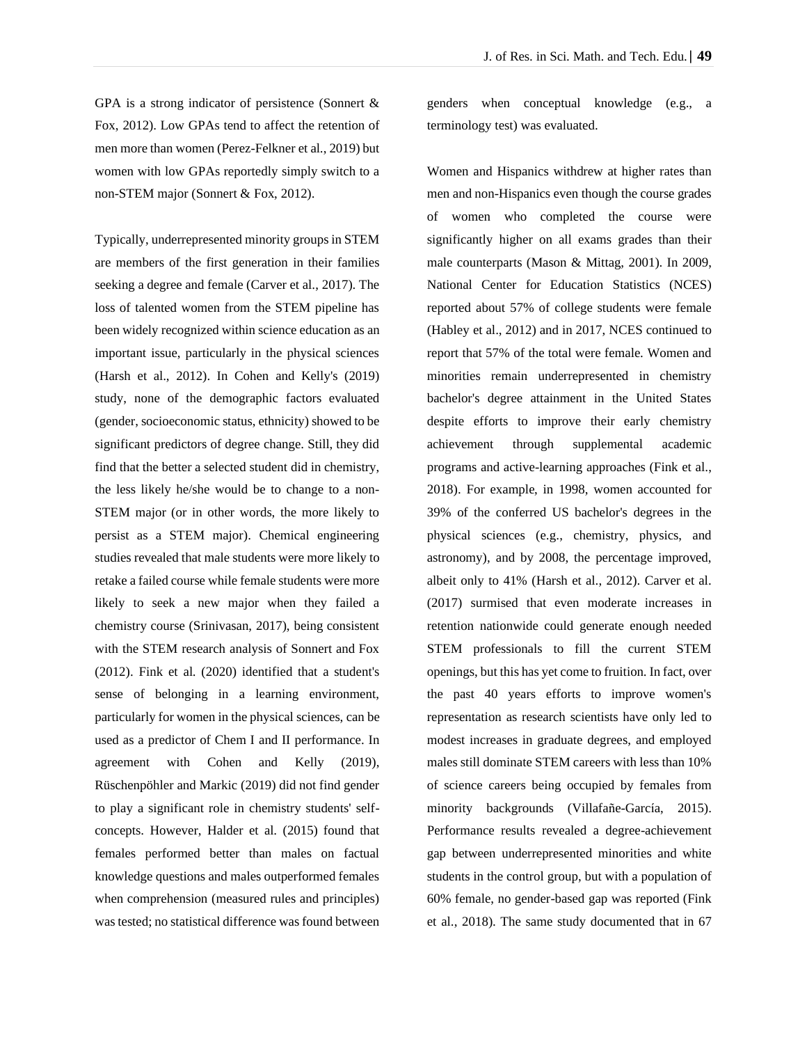GPA is a strong indicator of persistence (Sonnert & Fox, 2012). Low GPAs tend to affect the retention of men more than women (Perez-Felkner et al., 2019) but women with low GPAs reportedly simply switch to a non-STEM major (Sonnert & Fox, 2012).

Typically, underrepresented minority groups in STEM are members of the first generation in their families seeking a degree and female (Carver et al., 2017). The loss of talented women from the STEM pipeline has been widely recognized within science education as an important issue, particularly in the physical sciences (Harsh et al., 2012). In Cohen and Kelly's (2019) study, none of the demographic factors evaluated (gender, socioeconomic status, ethnicity) showed to be significant predictors of degree change. Still, they did find that the better a selected student did in chemistry, the less likely he/she would be to change to a non-STEM major (or in other words, the more likely to persist as a STEM major). Chemical engineering studies revealed that male students were more likely to retake a failed course while female students were more likely to seek a new major when they failed a chemistry course (Srinivasan, 2017), being consistent with the STEM research analysis of Sonnert and Fox (2012). Fink et al. (2020) identified that a student's sense of belonging in a learning environment, particularly for women in the physical sciences, can be used as a predictor of Chem I and II performance. In agreement with Cohen and Kelly (2019), Rüschenpöhler and Markic (2019) did not find gender to play a significant role in chemistry students' self-concepts. However, Halder et al. (2015) found that females performed better than males on factual knowledge questions and males outperformed females when comprehension (measured rules and principles) was tested; no statistical difference was found between genders when conceptual knowledge (e.g., a terminology test) was evaluated.

Women and Hispanics withdrew at higher rates than men and non-Hispanics even though the course grades of women who completed the course were significantly higher on all exams grades than their male counterparts (Mason & Mittag, 2001). In 2009, National Center for Education Statistics (NCES) reported about 57% of college students were female (Habley et al., 2012) and in 2017, NCES continued to report that 57% of the total were female. Women and minorities remain underrepresented in chemistry bachelor's degree attainment in the United States despite efforts to improve their early chemistry achievement through supplemental academic programs and active-learning approaches (Fink et al., 2018). For example, in 1998, women accounted for 39% of the conferred US bachelor's degrees in the physical sciences (e.g., chemistry, physics, and astronomy), and by 2008, the percentage improved, albeit only to 41% (Harsh et al., 2012). Carver et al. (2017) surmised that even moderate increases in retention nationwide could generate enough needed STEM professionals to fill the current STEM openings, but this has yet come to fruition. In fact, over the past 40 years efforts to improve women's representation as research scientists have only led to modest increases in graduate degrees, and employed males still dominate STEM careers with less than 10% of science careers being occupied by females from minority backgrounds (Villafañe-García, 2015). Performance results revealed a degree-achievement gap between underrepresented minorities and white students in the control group, but with a population of 60% female, no gender-based gap was reported (Fink et al., 2018). The same study documented that in 67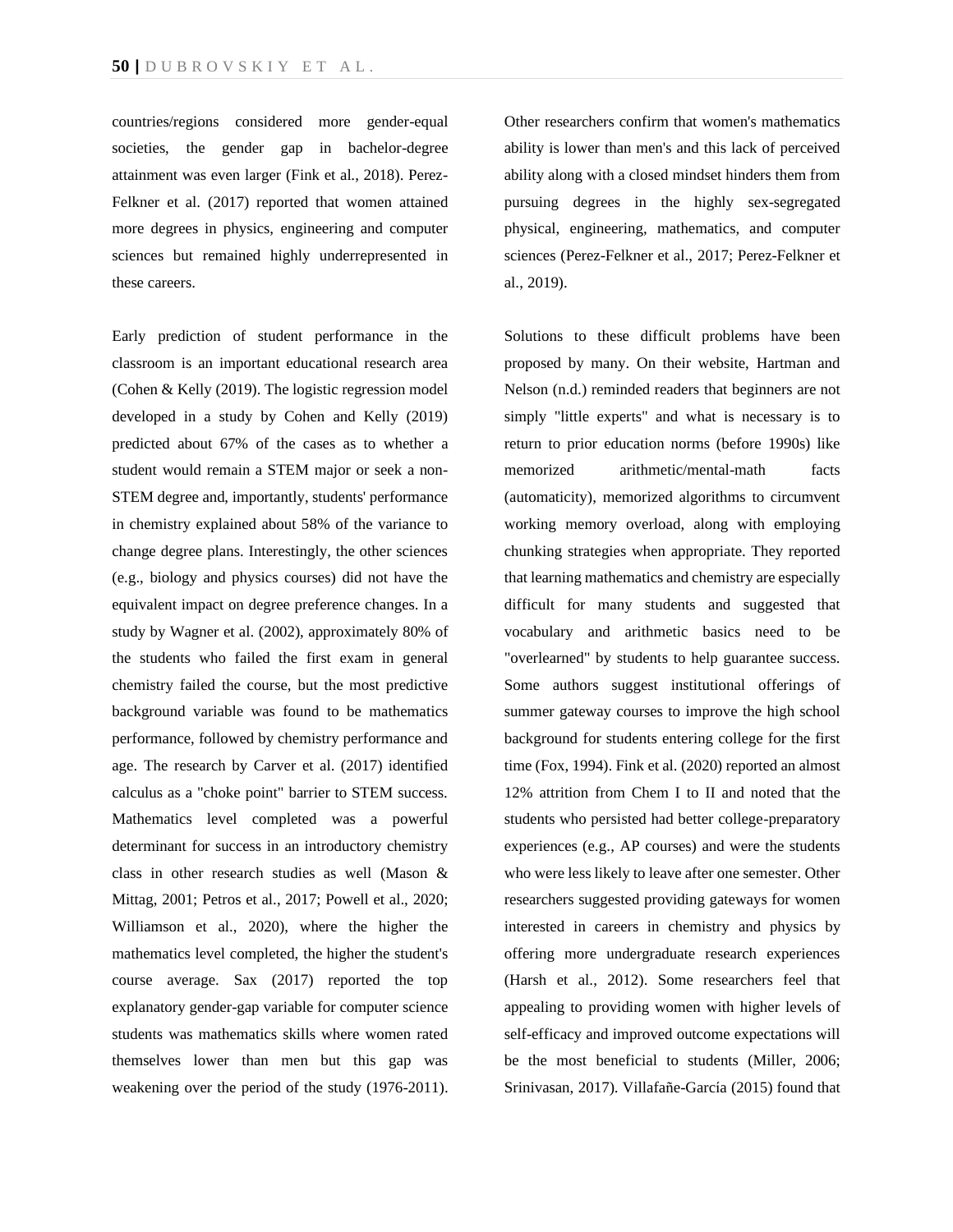countries/regions considered more gender-equal societies, the gender gap in bachelor-degree attainment was even larger (Fink et al., 2018). Perez-Felkner et al. (2017) reported that women attained more degrees in physics, engineering and computer sciences but remained highly underrepresented in these careers.

Early prediction of student performance in the classroom is an important educational research area (Cohen & Kelly (2019). The logistic regression model developed in a study by Cohen and Kelly (2019) predicted about 67% of the cases as to whether a student would remain a STEM major or seek a non-STEM degree and, importantly, students' performance in chemistry explained about 58% of the variance to change degree plans. Interestingly, the other sciences (e.g., biology and physics courses) did not have the equivalent impact on degree preference changes. In a study by Wagner et al. (2002), approximately 80% of the students who failed the first exam in general chemistry failed the course, but the most predictive background variable was found to be mathematics performance, followed by chemistry performance and age. The research by Carver et al. (2017) identified calculus as a "choke point" barrier to STEM success. Mathematics level completed was a powerful determinant for success in an introductory chemistry class in other research studies as well (Mason & Mittag, 2001; Petros et al., 2017; Powell et al., 2020; Williamson et al., 2020), where the higher the mathematics level completed, the higher the student's course average. Sax (2017) reported the top explanatory gender-gap variable for computer science students was mathematics skills where women rated themselves lower than men but this gap was weakening over the period of the study (1976-2011). Other researchers confirm that women's mathematics ability is lower than men's and this lack of perceived ability along with a closed mindset hinders them from pursuing degrees in the highly sex-segregated physical, engineering, mathematics, and computer sciences (Perez-Felkner et al., 2017; Perez-Felkner et al., 2019).

Solutions to these difficult problems have been proposed by many. On their website, Hartman and Nelson (n.d.) reminded readers that beginners are not simply "little experts" and what is necessary is to return to prior education norms (before 1990s) like memorized arithmetic/mental-math facts (automaticity), memorized algorithms to circumvent working memory overload, along with employing chunking strategies when appropriate. They reported that learning mathematics and chemistry are especially difficult for many students and suggested that vocabulary and arithmetic basics need to be "overlearned" by students to help guarantee success. Some authors suggest institutional offerings of summer gateway courses to improve the high school background for students entering college for the first time (Fox, 1994). Fink et al. (2020) reported an almost 12% attrition from Chem I to II and noted that the students who persisted had better college-preparatory experiences (e.g., AP courses) and were the students who were less likely to leave after one semester. Other researchers suggested providing gateways for women interested in careers in chemistry and physics by offering more undergraduate research experiences (Harsh et al., 2012). Some researchers feel that appealing to providing women with higher levels of self-efficacy and improved outcome expectations will be the most beneficial to students (Miller, 2006; Srinivasan, 2017). Villafañe-García (2015) found that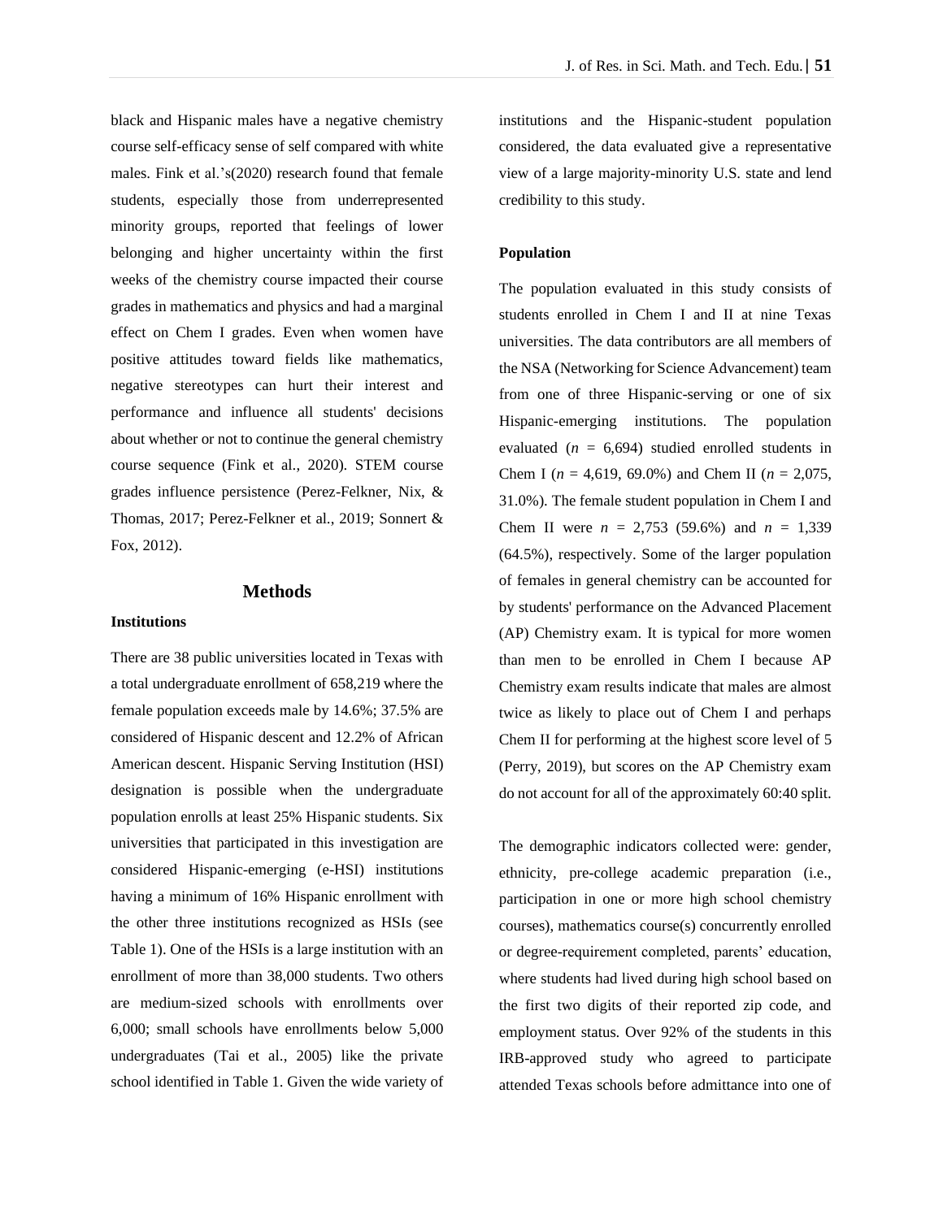black and Hispanic males have a negative chemistry course self-efficacy sense of self compared with white males. Fink et al.'s(2020) research found that female students, especially those from underrepresented minority groups, reported that feelings of lower belonging and higher uncertainty within the first weeks of the chemistry course impacted their course grades in mathematics and physics and had a marginal effect on Chem I grades. Even when women have positive attitudes toward fields like mathematics, negative stereotypes can hurt their interest and performance and influence all students' decisions about whether or not to continue the general chemistry course sequence (Fink et al., 2020). STEM course grades influence persistence (Perez-Felkner, Nix, & Thomas, 2017; Perez-Felkner et al., 2019; Sonnert & Fox, 2012).

## Methods

### Institutions

There are 38 public universities located in Texas with a total undergraduate enrollment of 658,219 where the female population exceeds male by 14.6%; 37.5% are considered of Hispanic descent and 12.2% of African American descent. Hispanic Serving Institution (HSI) designation is possible when the undergraduate population enrolls at least 25% Hispanic students. Six universities that participated in this investigation are considered Hispanic-emerging (e-HSI) institutions having a minimum of 16% Hispanic enrollment with the other three institutions recognized as HSIs (see Table 1). One of the HSIs is a large institution with an enrollment of more than 38,000 students. Two others are medium-sized schools with enrollments over 6,000; small schools have enrollments below 5,000 undergraduates (Tai et al., 2005) like the private school identified in Table 1. Given the wide variety of institutions and the Hispanic-student population considered, the data evaluated give a representative view of a large majority-minority U.S. state and lend credibility to this study.

### Population

The population evaluated in this study consists of students enrolled in Chem I and II at nine Texas universities. The data contributors are all members of the NSA (Networking for Science Advancement) team from one of three Hispanic-serving or one of six Hispanic-emerging institutions. The population evaluated ($n$ = 6,694) studied enrolled students in Chem I ($n$ = 4,619, 69.0%) and Chem II ($n$ = 2,075, 31.0%). The female student population in Chem I and Chem II were $n$ = 2,753 (59.6%) and $n$ = 1,339 (64.5%), respectively. Some of the larger population of females in general chemistry can be accounted for by students' performance on the Advanced Placement (AP) Chemistry exam. It is typical for more women than men to be enrolled in Chem I because AP Chemistry exam results indicate that males are almost twice as likely to place out of Chem I and perhaps Chem II for performing at the highest score level of 5 (Perry, 2019), but scores on the AP Chemistry exam do not account for all of the approximately 60:40 split.

The demographic indicators collected were: gender, ethnicity, pre-college academic preparation (i.e., participation in one or more high school chemistry courses), mathematics course(s) concurrently enrolled or degree-requirement completed, parents' education, where students had lived during high school based on the first two digits of their reported zip code, and employment status. Over 92% of the students in this IRB-approved study who agreed to participate attended Texas schools before admittance into one of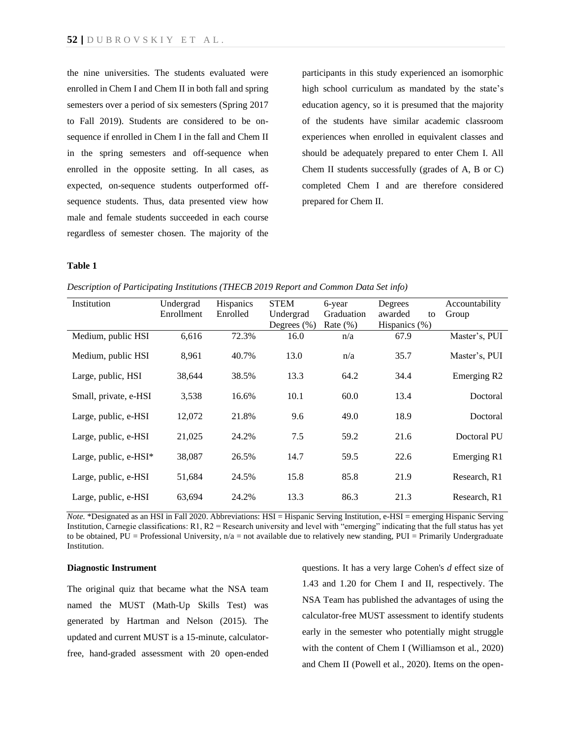the nine universities. The students evaluated were enrolled in Chem I and Chem II in both fall and spring semesters over a period of six semesters (Spring 2017 to Fall 2019). Students are considered to be on-sequence if enrolled in Chem I in the fall and Chem II in the spring semesters and off-sequence when enrolled in the opposite setting. In all cases, as expected, on-sequence students outperformed off-sequence students. Thus, data presented view how male and female students succeeded in each course regardless of semester chosen. The majority of the participants in this study experienced an isomorphic high school curriculum as mandated by the state's education agency, so it is presumed that the majority of the students have similar academic classroom experiences when enrolled in equivalent classes and should be adequately prepared to enter Chem I. All Chem II students successfully (grades of A, B or C) completed Chem I and are therefore considered prepared for Chem II.

**Table 1**

*Description of Participating Institutions (THECB 2019 Report and Common Data Set info)*

| Institution | Undergrad Enrollment | Hispanics Enrolled | STEM Undergrad Degrees (%) | 6-year Graduation Rate (%) | Degrees awarded to Hispanics (%) | Accountability Group |
|---|---|---|---|---|---|---|
| Medium, public HSI | 6,616 | 72.3% | 16.0 | n/a | 67.9 | Master's, PUI |
| Medium, public HSI | 8,961 | 40.7% | 13.0 | n/a | 35.7 | Master's, PUI |
| Large, public, HSI | 38,644 | 38.5% | 13.3 | 64.2 | 34.4 | Emerging R2 |
| Small, private, e-HSI | 3,538 | 16.6% | 10.1 | 60.0 | 13.4 | Doctoral |
| Large, public, e-HSI | 12,072 | 21.8% | 9.6 | 49.0 | 18.9 | Doctoral |
| Large, public, e-HSI | 21,025 | 24.2% | 7.5 | 59.2 | 21.6 | Doctoral PU |
| Large, public, e-HSI* | 38,087 | 26.5% | 14.7 | 59.5 | 22.6 | Emerging R1 |
| Large, public, e-HSI | 51,684 | 24.5% | 15.8 | 85.8 | 21.9 | Research, R1 |
| Large, public, e-HSI | 63,694 | 24.2% | 13.3 | 86.3 | 21.3 | Research, R1 |

*Note.* *Designated as an HSI in Fall 2020. Abbreviations: HSI = Hispanic Serving Institution, e-HSI = emerging Hispanic Serving Institution, Carnegie classifications: R1, R2 = Research university and level with "emerging" indicating that the full status has yet to be obtained, PU = Professional University, n/a = not available due to relatively new standing, PUI = Primarily Undergraduate Institution.

**Diagnostic Instrument**

The original quiz that became what the NSA team named the MUST (Math-Up Skills Test) was generated by Hartman and Nelson (2015). The updated and current MUST is a 15-minute, calculator-free, hand-graded assessment with 20 open-ended questions. It has a very large Cohen's *d* effect size of 1.43 and 1.20 for Chem I and II, respectively. The NSA Team has published the advantages of using the calculator-free MUST assessment to identify students early in the semester who potentially might struggle with the content of Chem I (Williamson et al., 2020) and Chem II (Powell et al., 2020). Items on the open-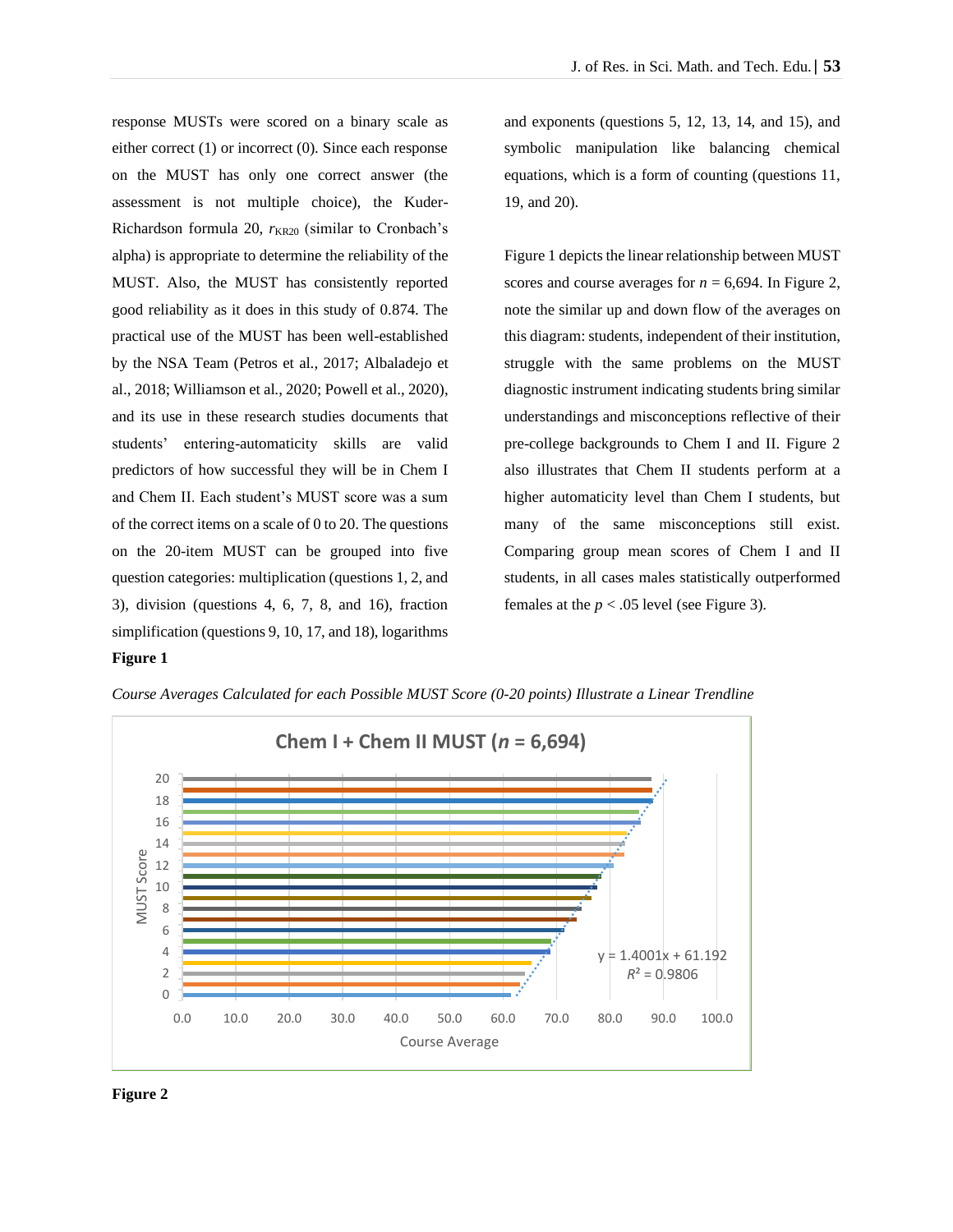response MUSTs were scored on a binary scale as either correct (1) or incorrect (0). Since each response on the MUST has only one correct answer (the assessment is not multiple choice), the Kuder-Richardson formula 20, $r_{KR20}$ (similar to Cronbach's alpha) is appropriate to determine the reliability of the MUST. Also, the MUST has consistently reported good reliability as it does in this study of 0.874. The practical use of the MUST has been well-established by the NSA Team (Petros et al., 2017; Albaladejo et al., 2018; Williamson et al., 2020; Powell et al., 2020), and its use in these research studies documents that students' entering-automaticity skills are valid predictors of how successful they will be in Chem I and Chem II. Each student's MUST score was a sum of the correct items on a scale of 0 to 20. The questions on the 20-item MUST can be grouped into five question categories: multiplication (questions 1, 2, and 3), division (questions 4, 6, 7, 8, and 16), fraction simplification (questions 9, 10, 17, and 18), logarithms and exponents (questions 5, 12, 13, 14, and 15), and symbolic manipulation like balancing chemical equations, which is a form of counting (questions 11, 19, and 20).

Figure 1 depicts the linear relationship between MUST scores and course averages for $n$ = 6,694. In Figure 2, note the similar up and down flow of the averages on this diagram: students, independent of their institution, struggle with the same problems on the MUST diagnostic instrument indicating students bring similar understandings and misconceptions reflective of their pre-college backgrounds to Chem I and II. Figure 2 also illustrates that Chem II students perform at a higher automaticity level than Chem I students, but many of the same misconceptions still exist. Comparing group mean scores of Chem I and II students, in all cases males statistically outperformed females at the $p < .05$ level (see Figure 3).

**Figure 1**

*Course Averages Calculated for each Possible MUST Score (0-20 points) Illustrate a Linear Trendline*

**Chem I + Chem II MUST ($n$ = 6,694)**

$y = 1.4001x + 61.192$
$R^2 = 0.9806$

**Figure 2**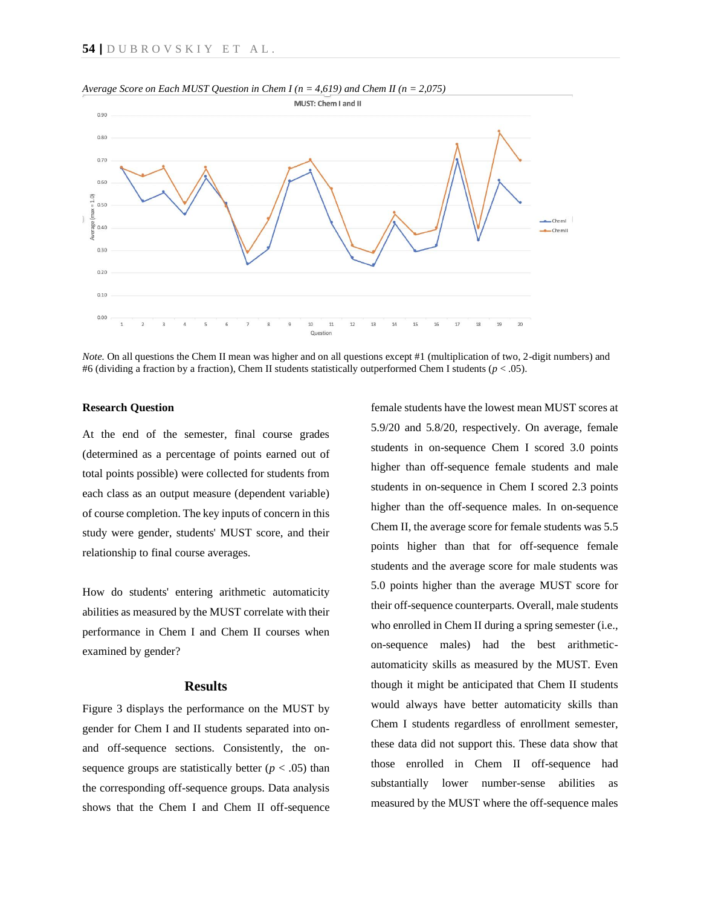*Average Score on Each MUST Question in Chem I (n = 4,619) and Chem II (n = 2,075)*

*Note.* On all questions the Chem II mean was higher and on all questions except #1 (multiplication of two, 2-digit numbers) and #6 (dividing a fraction by a fraction), Chem II students statistically outperformed Chem I students ($p < .05$).

**Research Question**

At the end of the semester, final course grades (determined as a percentage of points earned out of total points possible) were collected for students from each class as an output measure (dependent variable) of course completion. The key inputs of concern in this study were gender, students' MUST score, and their relationship to final course averages.

How do students' entering arithmetic automaticity abilities as measured by the MUST correlate with their performance in Chem I and Chem II courses when examined by gender?

## Results

Figure 3 displays the performance on the MUST by gender for Chem I and II students separated into on- and off-sequence sections. Consistently, the on-sequence groups are statistically better ($p < .05$) than the corresponding off-sequence groups. Data analysis shows that the Chem I and Chem II off-sequence female students have the lowest mean MUST scores at 5.9/20 and 5.8/20, respectively. On average, female students in on-sequence Chem I scored 3.0 points higher than off-sequence female students and male students in on-sequence in Chem I scored 2.3 points higher than the off-sequence males. In on-sequence Chem II, the average score for female students was 5.5 points higher than that for off-sequence female students and the average score for male students was 5.0 points higher than the average MUST score for their off-sequence counterparts. Overall, male students who enrolled in Chem II during a spring semester (i.e., on-sequence males) had the best arithmetic-automaticity skills as measured by the MUST. Even though it might be anticipated that Chem II students would always have better automaticity skills than Chem I students regardless of enrollment semester, these data did not support this. These data show that those enrolled in Chem II off-sequence had substantially lower number-sense abilities as measured by the MUST where the off-sequence males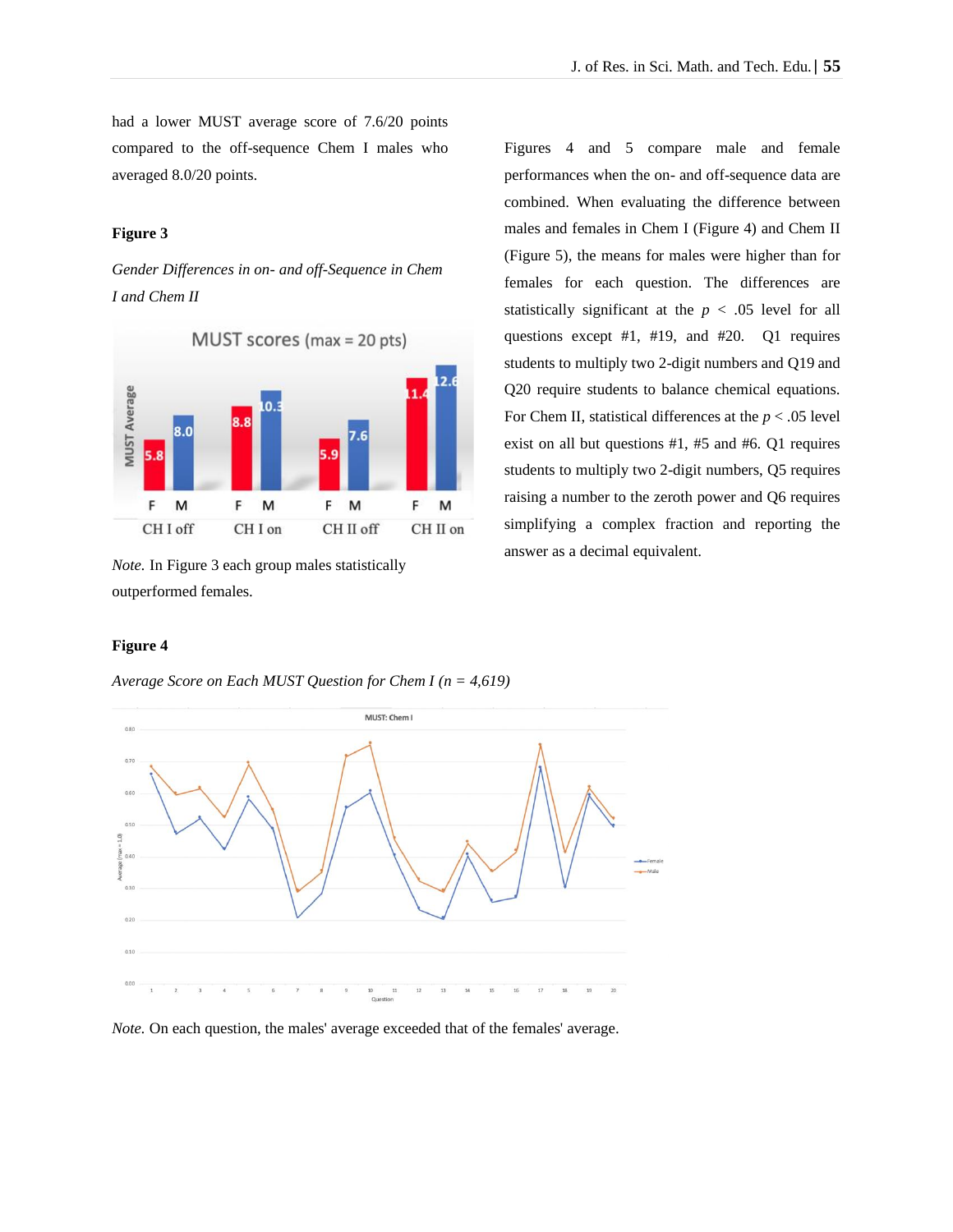had a lower MUST average score of 7.6/20 points compared to the off-sequence Chem I males who averaged 8.0/20 points.

**Figure 3**

*Gender Differences in on- and off-Sequence in Chem I and Chem II*

*Note.* In Figure 3 each group males statistically outperformed females.

Figures 4 and 5 compare male and female performances when the on- and off-sequence data are combined. When evaluating the difference between males and females in Chem I (Figure 4) and Chem II (Figure 5), the means for males were higher than for females for each question. The differences are statistically significant at the $p < .05$ level for all questions except #1, #19, and #20. Q1 requires students to multiply two 2-digit numbers and Q19 and Q20 require students to balance chemical equations. For Chem II, statistical differences at the $p < .05$ level exist on all but questions #1, #5 and #6. Q1 requires students to multiply two 2-digit numbers, Q5 requires raising a number to the zeroth power and Q6 requires simplifying a complex fraction and reporting the answer as a decimal equivalent.

**Figure 4**

*Average Score on Each MUST Question for Chem I (n = 4,619)*

*Note.* On each question, the males' average exceeded that of the females' average.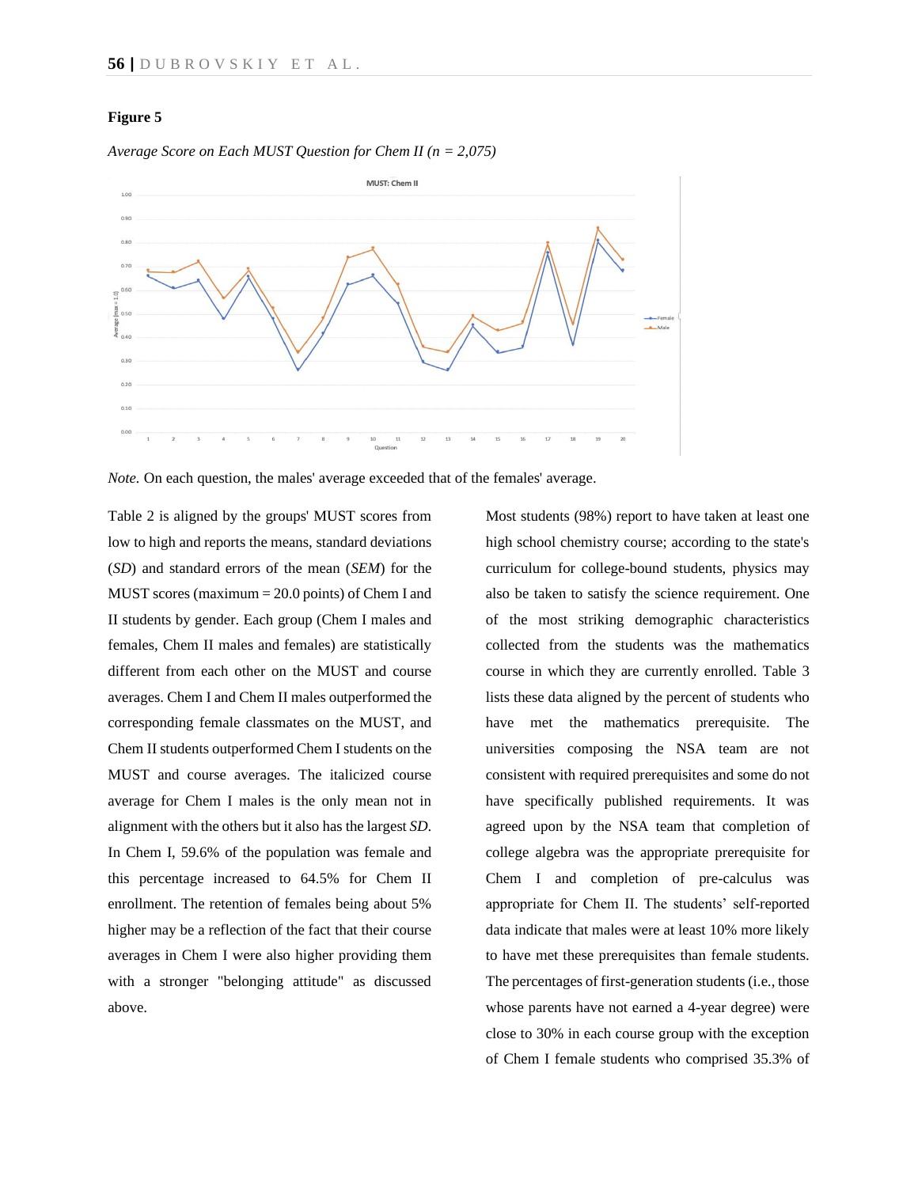**Figure 5**

*Average Score on Each MUST Question for Chem II (n = 2,075)*

*Note.* On each question, the males' average exceeded that of the females' average.

Table 2 is aligned by the groups' MUST scores from low to high and reports the means, standard deviations (*SD*) and standard errors of the mean (*SEM*) for the MUST scores (maximum = 20.0 points) of Chem I and II students by gender. Each group (Chem I males and females, Chem II males and females) are statistically different from each other on the MUST and course averages. Chem I and Chem II males outperformed the corresponding female classmates on the MUST, and Chem II students outperformed Chem I students on the MUST and course averages. The italicized course average for Chem I males is the only mean not in alignment with the others but it also has the largest *SD*. In Chem I, 59.6% of the population was female and this percentage increased to 64.5% for Chem II enrollment. The retention of females being about 5% higher may be a reflection of the fact that their course averages in Chem I were also higher providing them with a stronger "belonging attitude" as discussed above.

Most students (98%) report to have taken at least one high school chemistry course; according to the state's curriculum for college-bound students, physics may also be taken to satisfy the science requirement. One of the most striking demographic characteristics collected from the students was the mathematics course in which they are currently enrolled. Table 3 lists these data aligned by the percent of students who have met the mathematics prerequisite. The universities composing the NSA team are not consistent with required prerequisites and some do not have specifically published requirements. It was agreed upon by the NSA team that completion of college algebra was the appropriate prerequisite for Chem I and completion of pre-calculus was appropriate for Chem II. The students' self-reported data indicate that males were at least 10% more likely to have met these prerequisites than female students. The percentages of first-generation students (i.e., those whose parents have not earned a 4-year degree) were close to 30% in each course group with the exception of Chem I female students who comprised 35.3% of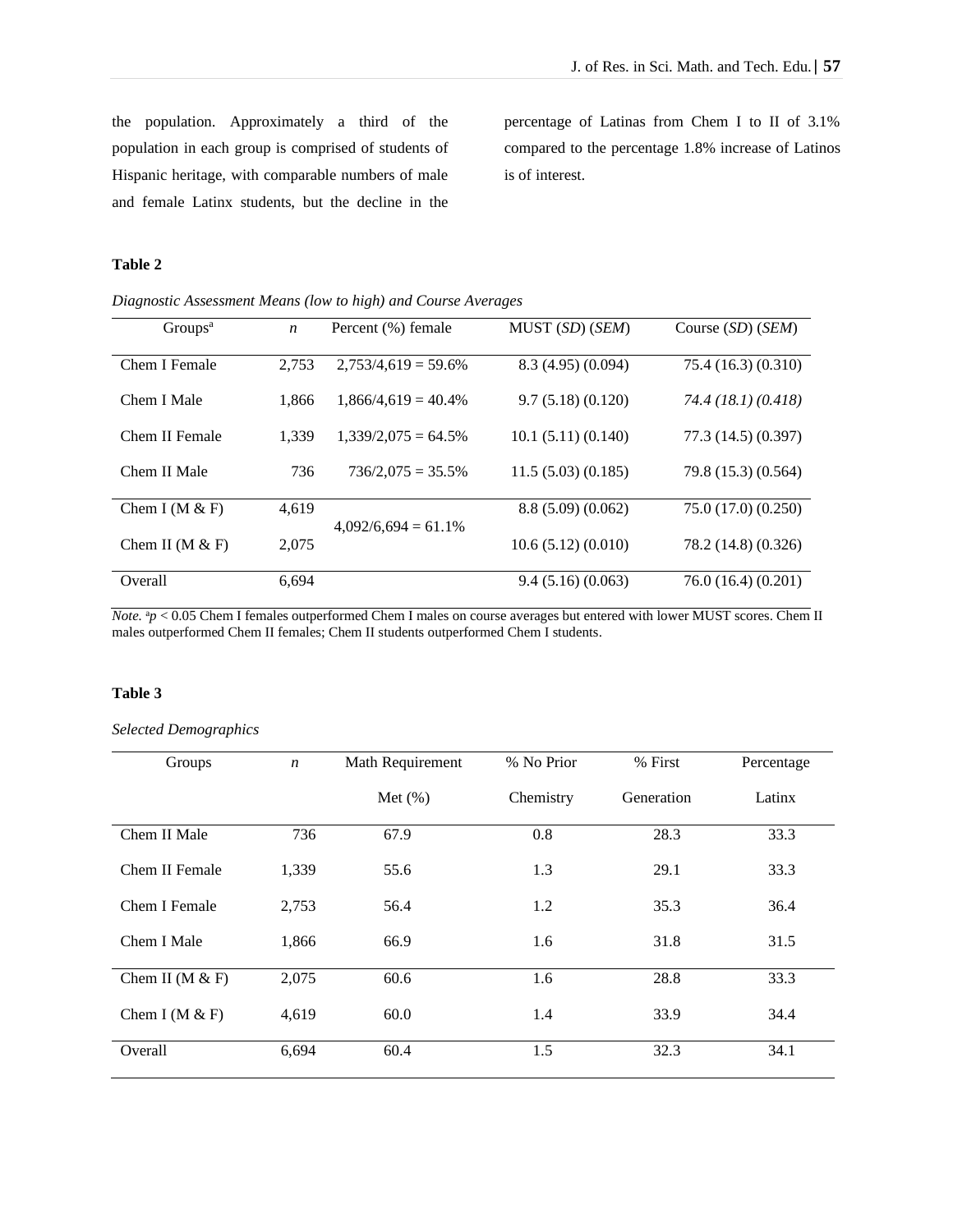the population. Approximately a third of the population in each group is comprised of students of Hispanic heritage, with comparable numbers of male and female Latinx students, but the decline in the percentage of Latinas from Chem I to II of 3.1% compared to the percentage 1.8% increase of Latinos is of interest.

**Table 2**

*Diagnostic Assessment Means (low to high) and Course Averages*

| Groups[a] | *n* | Percent (%) female | MUST (*SD*) (*SEM*) | Course (*SD*) (*SEM*) |
|---|---|---|---|---|
| Chem I Female | 2,753 | 2,753/4,619 = 59.6% | 8.3 (4.95) (0.094) | 75.4 (16.3) (0.310) |
| Chem I Male | 1,866 | 1,866/4,619 = 40.4% | 9.7 (5.18) (0.120) | *74.4 (18.1) (0.418)* |
| Chem II Female | 1,339 | 1,339/2,075 = 64.5% | 10.1 (5.11) (0.140) | 77.3 (14.5) (0.397) |
| Chem II Male | 736 | 736/2,075 = 35.5% | 11.5 (5.03) (0.185) | 79.8 (15.3) (0.564) |
| Chem I (M & F) | 4,619 | 4,092/6,694 = 61.1% | 8.8 (5.09) (0.062) | 75.0 (17.0) (0.250) |
| Chem II (M & F) | 2,075 | | 10.6 (5.12) (0.010) | 78.2 (14.8) (0.326) |
| Overall | 6,694 | | 9.4 (5.16) (0.063) | 76.0 (16.4) (0.201) |

*Note.* [a]$p < 0.05$ Chem I females outperformed Chem I males on course averages but entered with lower MUST scores. Chem II males outperformed Chem II females; Chem II students outperformed Chem I students.

**Table 3**

*Selected Demographics*

| Groups | *n* | Math Requirement Met (%) | % No Prior Chemistry | % First Generation | Percentage Latinx |
|---|---|---|---|---|---|
| Chem II Male | 736 | 67.9 | 0.8 | 28.3 | 33.3 |
| Chem II Female | 1,339 | 55.6 | 1.3 | 29.1 | 33.3 |
| Chem I Female | 2,753 | 56.4 | 1.2 | 35.3 | 36.4 |
| Chem I Male | 1,866 | 66.9 | 1.6 | 31.8 | 31.5 |
| Chem II (M & F) | 2,075 | 60.6 | 1.6 | 28.8 | 33.3 |
| Chem I (M & F) | 4,619 | 60.0 | 1.4 | 33.9 | 34.4 |
| Overall | 6,694 | 60.4 | 1.5 | 32.3 | 34.1 |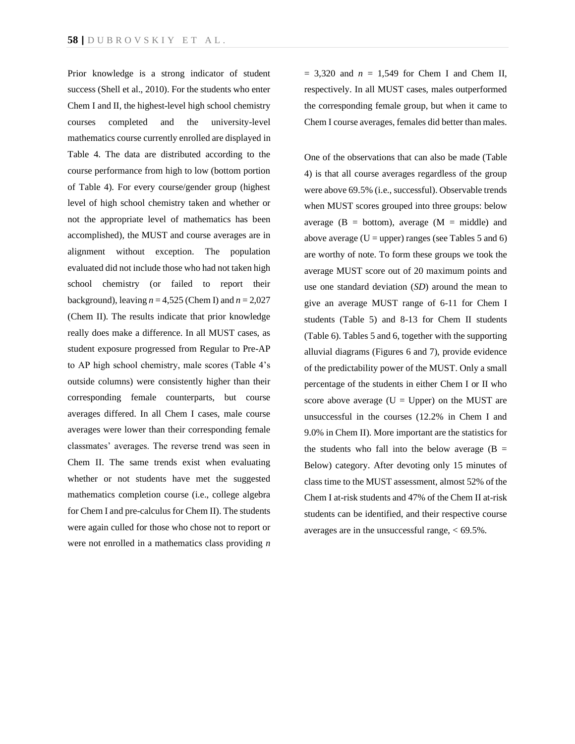Prior knowledge is a strong indicator of student success (Shell et al., 2010). For the students who enter Chem I and II, the highest-level high school chemistry courses completed and the university-level mathematics course currently enrolled are displayed in Table 4. The data are distributed according to the course performance from high to low (bottom portion of Table 4). For every course/gender group (highest level of high school chemistry taken and whether or not the appropriate level of mathematics has been accomplished), the MUST and course averages are in alignment without exception. The population evaluated did not include those who had not taken high school chemistry (or failed to report their background), leaving $n$ = 4,525 (Chem I) and $n$ = 2,027 (Chem II). The results indicate that prior knowledge really does make a difference. In all MUST cases, as student exposure progressed from Regular to Pre-AP to AP high school chemistry, male scores (Table 4's outside columns) were consistently higher than their corresponding female counterparts, but course averages differed. In all Chem I cases, male course averages were lower than their corresponding female classmates' averages. The reverse trend was seen in Chem II. The same trends exist when evaluating whether or not students have met the suggested mathematics completion course (i.e., college algebra for Chem I and pre-calculus for Chem II). The students were again culled for those who chose not to report or were not enrolled in a mathematics class providing $n$ = 3,320 and $n$ = 1,549 for Chem I and Chem II, respectively. In all MUST cases, males outperformed the corresponding female group, but when it came to Chem I course averages, females did better than males.

One of the observations that can also be made (Table 4) is that all course averages regardless of the group were above 69.5% (i.e., successful). Observable trends when MUST scores grouped into three groups: below average (B = bottom), average (M = middle) and above average (U = upper) ranges (see Tables 5 and 6) are worthy of note. To form these groups we took the average MUST score out of 20 maximum points and use one standard deviation (*SD*) around the mean to give an average MUST range of 6-11 for Chem I students (Table 5) and 8-13 for Chem II students (Table 6). Tables 5 and 6, together with the supporting alluvial diagrams (Figures 6 and 7), provide evidence of the predictability power of the MUST. Only a small percentage of the students in either Chem I or II who score above average (U = Upper) on the MUST are unsuccessful in the courses (12.2% in Chem I and 9.0% in Chem II). More important are the statistics for the students who fall into the below average (B = Below) category. After devoting only 15 minutes of class time to the MUST assessment, almost 52% of the Chem I at-risk students and 47% of the Chem II at-risk students can be identified, and their respective course averages are in the unsuccessful range, < 69.5%.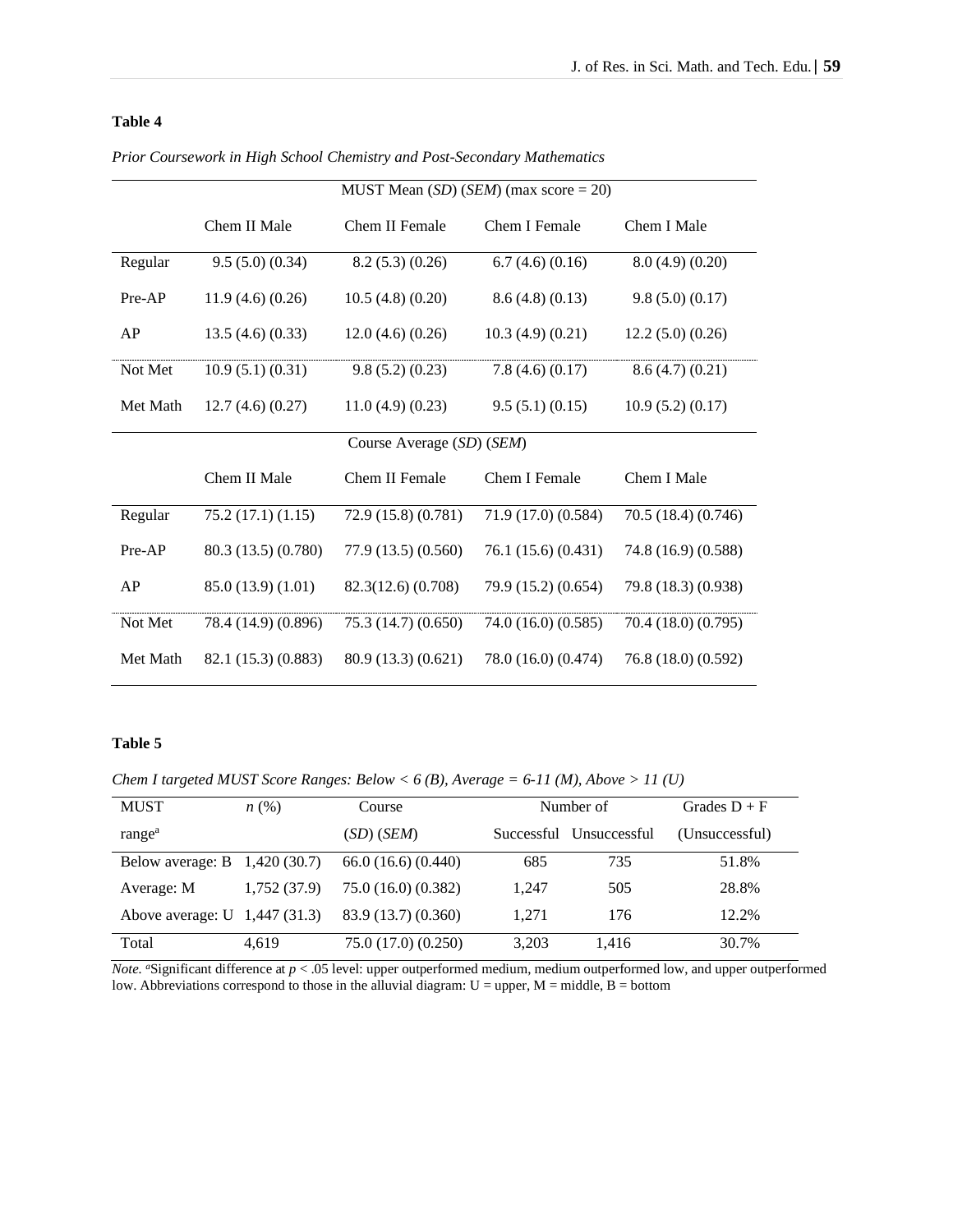**Table 4**

*Prior Coursework in High School Chemistry and Post-Secondary Mathematics*

| | MUST Mean (*SD*) (*SEM*) (max score = 20) | | | |
|---|---|---|---|---|
| | Chem II Male | Chem II Female | Chem I Female | Chem I Male |
| Regular | 9.5 (5.0) (0.34) | 8.2 (5.3) (0.26) | 6.7 (4.6) (0.16) | 8.0 (4.9) (0.20) |
| Pre-AP | 11.9 (4.6) (0.26) | 10.5 (4.8) (0.20) | 8.6 (4.8) (0.13) | 9.8 (5.0) (0.17) |
| AP | 13.5 (4.6) (0.33) | 12.0 (4.6) (0.26) | 10.3 (4.9) (0.21) | 12.2 (5.0) (0.26) |
| Not Met | 10.9 (5.1) (0.31) | 9.8 (5.2) (0.23) | 7.8 (4.6) (0.17) | 8.6 (4.7) (0.21) |
| Met Math | 12.7 (4.6) (0.27) | 11.0 (4.9) (0.23) | 9.5 (5.1) (0.15) | 10.9 (5.2) (0.17) |
| | Course Average (*SD*) (*SEM*) | | | |
| | Chem II Male | Chem II Female | Chem I Female | Chem I Male |
| Regular | 75.2 (17.1) (1.15) | 72.9 (15.8) (0.781) | 71.9 (17.0) (0.584) | 70.5 (18.4) (0.746) |
| Pre-AP | 80.3 (13.5) (0.780) | 77.9 (13.5) (0.560) | 76.1 (15.6) (0.431) | 74.8 (16.9) (0.588) |
| AP | 85.0 (13.9) (1.01) | 82.3(12.6) (0.708) | 79.9 (15.2) (0.654) | 79.8 (18.3) (0.938) |
| Not Met | 78.4 (14.9) (0.896) | 75.3 (14.7) (0.650) | 74.0 (16.0) (0.585) | 70.4 (18.0) (0.795) |
| Met Math | 82.1 (15.3) (0.883) | 80.9 (13.3) (0.621) | 78.0 (16.0) (0.474) | 76.8 (18.0) (0.592) |

**Table 5**

*Chem I targeted MUST Score Ranges: Below < 6 (B), Average = 6-11 (M), Above > 11 (U)*

| MUST range[a] | *n* (%) | Course (*SD*) (*SEM*) | Number of Successful | Number of Unsuccessful | Grades D + F (Unsuccessful) |
|---|---|---|---|---|---|
| Below average: B | 1,420 (30.7) | 66.0 (16.6) (0.440) | 685 | 735 | 51.8% |
| Average: M | 1,752 (37.9) | 75.0 (16.0) (0.382) | 1,247 | 505 | 28.8% |
| Above average: U | 1,447 (31.3) | 83.9 (13.7) (0.360) | 1,271 | 176 | 12.2% |
| Total | 4,619 | 75.0 (17.0) (0.250) | 3,203 | 1,416 | 30.7% |

*Note.* [a]Significant difference at $p < .05$ level: upper outperformed medium, medium outperformed low, and upper outperformed low. Abbreviations correspond to those in the alluvial diagram: U = upper, M = middle, B = bottom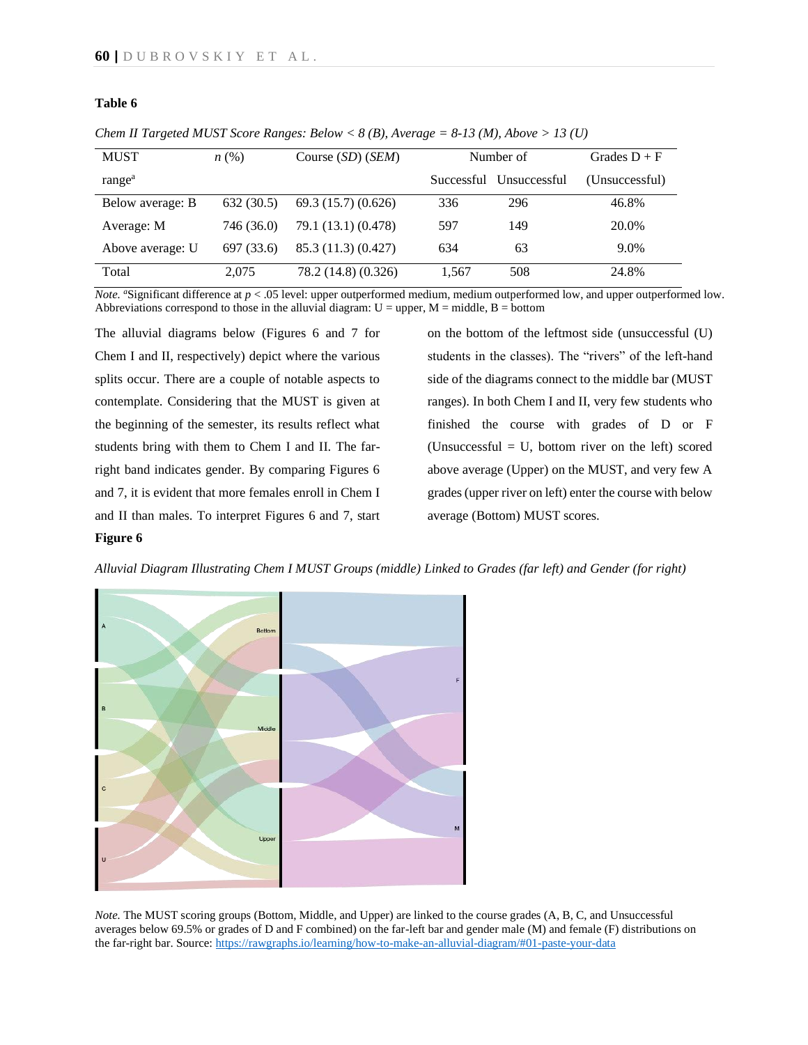**Table 6**

*Chem II Targeted MUST Score Ranges: Below < 8 (B), Average = 8-13 (M), Above > 13 (U)*

| MUST range[a] | *n* (%) | Course (*SD*) (*SEM*) | Number of Successful | Number of Unsuccessful | Grades D + F (Unsuccessful) |
|---|---|---|---|---|---|
| Below average: B | 632 (30.5) | 69.3 (15.7) (0.626) | 336 | 296 | 46.8% |
| Average: M | 746 (36.0) | 79.1 (13.1) (0.478) | 597 | 149 | 20.0% |
| Above average: U | 697 (33.6) | 85.3 (11.3) (0.427) | 634 | 63 | 9.0% |
| Total | 2,075 | 78.2 (14.8) (0.326) | 1,567 | 508 | 24.8% |

*Note.* [a]Significant difference at $p < .05$ level: upper outperformed medium, medium outperformed low, and upper outperformed low. Abbreviations correspond to those in the alluvial diagram: U = upper, M = middle, B = bottom

The alluvial diagrams below (Figures 6 and 7 for Chem I and II, respectively) depict where the various splits occur. There are a couple of notable aspects to contemplate. Considering that the MUST is given at the beginning of the semester, its results reflect what students bring with them to Chem I and II. The far-right band indicates gender. By comparing Figures 6 and 7, it is evident that more females enroll in Chem I and II than males. To interpret Figures 6 and 7, start on the bottom of the leftmost side (unsuccessful (U) students in the classes). The "rivers" of the left-hand side of the diagrams connect to the middle bar (MUST ranges). In both Chem I and II, very few students who finished the course with grades of D or F (Unsuccessful = U, bottom river on the left) scored above average (Upper) on the MUST, and very few A grades (upper river on left) enter the course with below average (Bottom) MUST scores.

**Figure 6**

*Alluvial Diagram Illustrating Chem I MUST Groups (middle) Linked to Grades (far left) and Gender (for right)*

*Note.* The MUST scoring groups (Bottom, Middle, and Upper) are linked to the course grades (A, B, C, and Unsuccessful averages below 69.5% or grades of D and F combined) on the far-left bar and gender male (M) and female (F) distributions on the far-right bar. Source: https://rawgraphs.io/learning/how-to-make-an-alluvial-diagram/#01-paste-your-data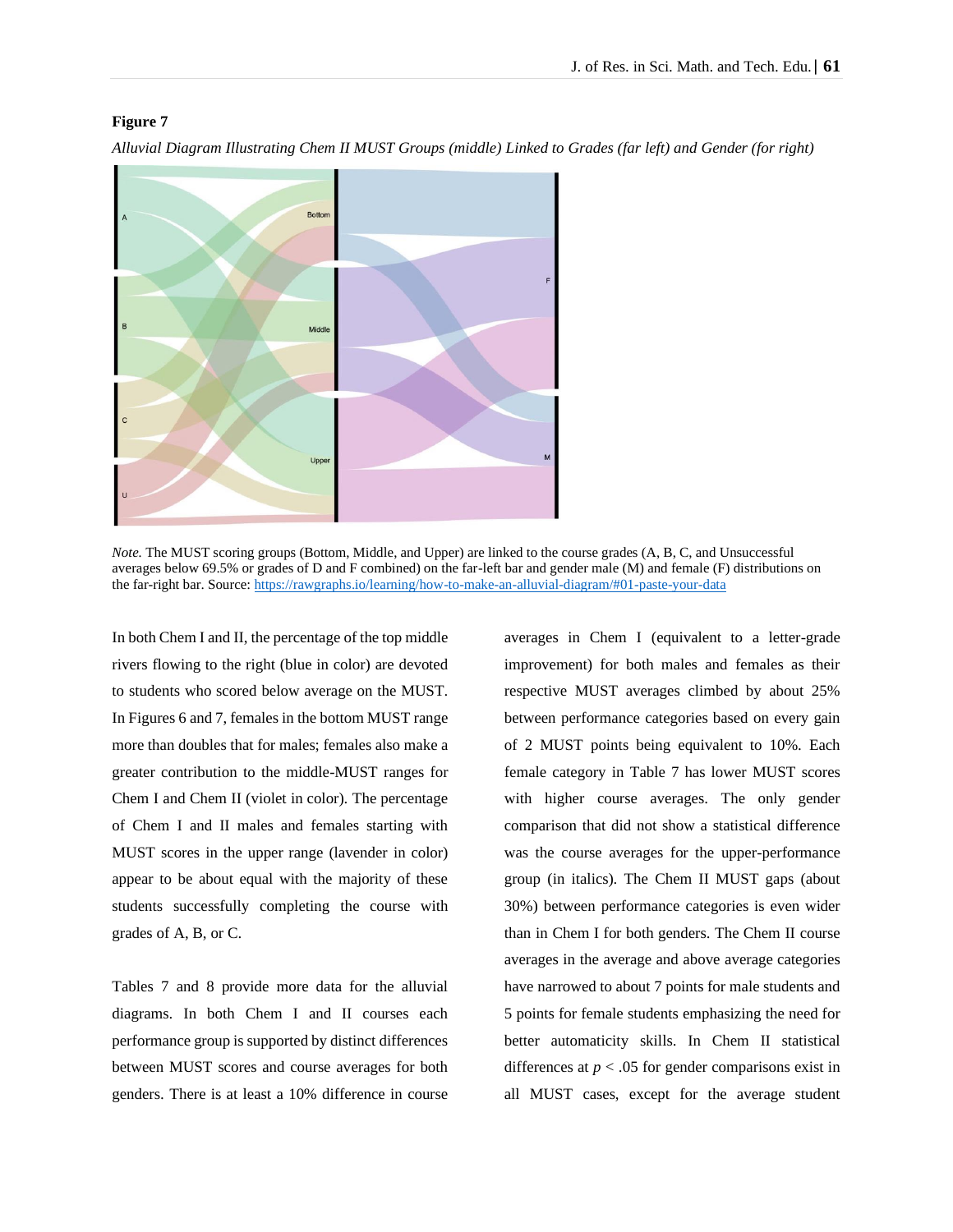**Figure 7**

*Alluvial Diagram Illustrating Chem II MUST Groups (middle) Linked to Grades (far left) and Gender (for right)*

*Note.* The MUST scoring groups (Bottom, Middle, and Upper) are linked to the course grades (A, B, C, and Unsuccessful averages below 69.5% or grades of D and F combined) on the far-left bar and gender male (M) and female (F) distributions on the far-right bar. Source: https://rawgraphs.io/learning/how-to-make-an-alluvial-diagram/#01-paste-your-data

In both Chem I and II, the percentage of the top middle rivers flowing to the right (blue in color) are devoted to students who scored below average on the MUST. In Figures 6 and 7, females in the bottom MUST range more than doubles that for males; females also make a greater contribution to the middle-MUST ranges for Chem I and Chem II (violet in color). The percentage of Chem I and II males and females starting with MUST scores in the upper range (lavender in color) appear to be about equal with the majority of these students successfully completing the course with grades of A, B, or C.

Tables 7 and 8 provide more data for the alluvial diagrams. In both Chem I and II courses each performance group is supported by distinct differences between MUST scores and course averages for both genders. There is at least a 10% difference in course averages in Chem I (equivalent to a letter-grade improvement) for both males and females as their respective MUST averages climbed by about 25% between performance categories based on every gain of 2 MUST points being equivalent to 10%. Each female category in Table 7 has lower MUST scores with higher course averages. The only gender comparison that did not show a statistical difference was the course averages for the upper-performance group (in italics). The Chem II MUST gaps (about 30%) between performance categories is even wider than in Chem I for both genders. The Chem II course averages in the average and above average categories have narrowed to about 7 points for male students and 5 points for female students emphasizing the need for better automaticity skills. In Chem II statistical differences at $p < .05$ for gender comparisons exist in all MUST cases, except for the average student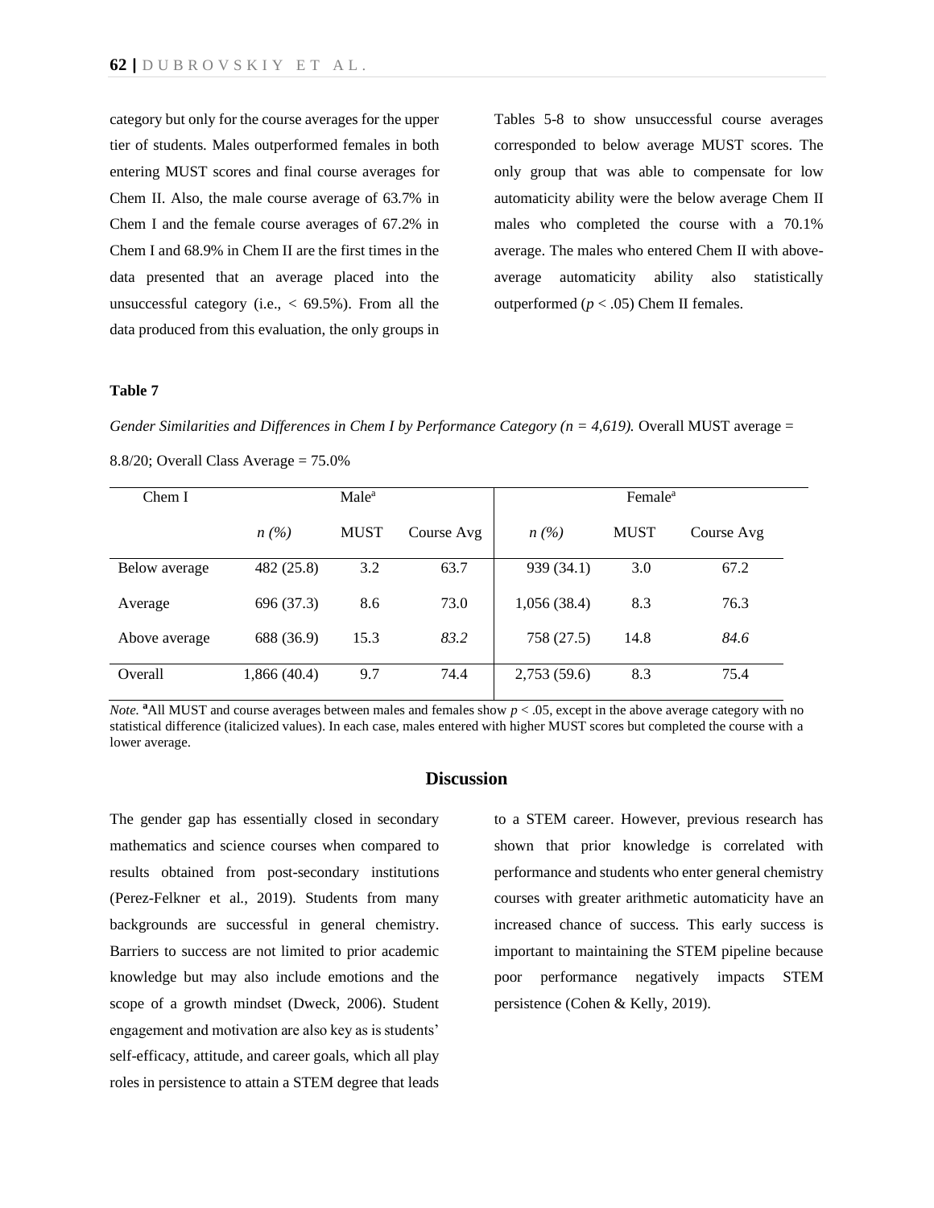category but only for the course averages for the upper tier of students. Males outperformed females in both entering MUST scores and final course averages for Chem II. Also, the male course average of 63.7% in Chem I and the female course averages of 67.2% in Chem I and 68.9% in Chem II are the first times in the data presented that an average placed into the unsuccessful category (i.e., < 69.5%). From all the data produced from this evaluation, the only groups in Tables 5-8 to show unsuccessful course averages corresponded to below average MUST scores. The only group that was able to compensate for low automaticity ability were the below average Chem II males who completed the course with a 70.1% average. The males who entered Chem II with above-average automaticity ability also statistically outperformed ($p < .05$) Chem II females.

**Table 7**

*Gender Similarities and Differences in Chem I by Performance Category (n = 4,619).* Overall MUST average = 8.8/20; Overall Class Average = 75.0%

| Chem I | Male[a] | | | Female[a] | | |
|---|---|---|---|---|---|---|
| | *n (%)* | MUST | Course Avg | *n (%)* | MUST | Course Avg |
| Below average | 482 (25.8) | 3.2 | 63.7 | 939 (34.1) | 3.0 | 67.2 |
| Average | 696 (37.3) | 8.6 | 73.0 | 1,056 (38.4) | 8.3 | 76.3 |
| Above average | 688 (36.9) | 15.3 | *83.2* | 758 (27.5) | 14.8 | *84.6* |
| Overall | 1,866 (40.4) | 9.7 | 74.4 | 2,753 (59.6) | 8.3 | 75.4 |

*Note.* [a]All MUST and course averages between males and females show $p < .05$, except in the above average category with no statistical difference (italicized values). In each case, males entered with higher MUST scores but completed the course with a lower average.

## Discussion

The gender gap has essentially closed in secondary mathematics and science courses when compared to results obtained from post-secondary institutions (Perez-Felkner et al., 2019). Students from many backgrounds are successful in general chemistry. Barriers to success are not limited to prior academic knowledge but may also include emotions and the scope of a growth mindset (Dweck, 2006). Student engagement and motivation are also key as is students' self-efficacy, attitude, and career goals, which all play roles in persistence to attain a STEM degree that leads to a STEM career. However, previous research has shown that prior knowledge is correlated with performance and students who enter general chemistry courses with greater arithmetic automaticity have an increased chance of success. This early success is important to maintaining the STEM pipeline because poor performance negatively impacts STEM persistence (Cohen & Kelly, 2019).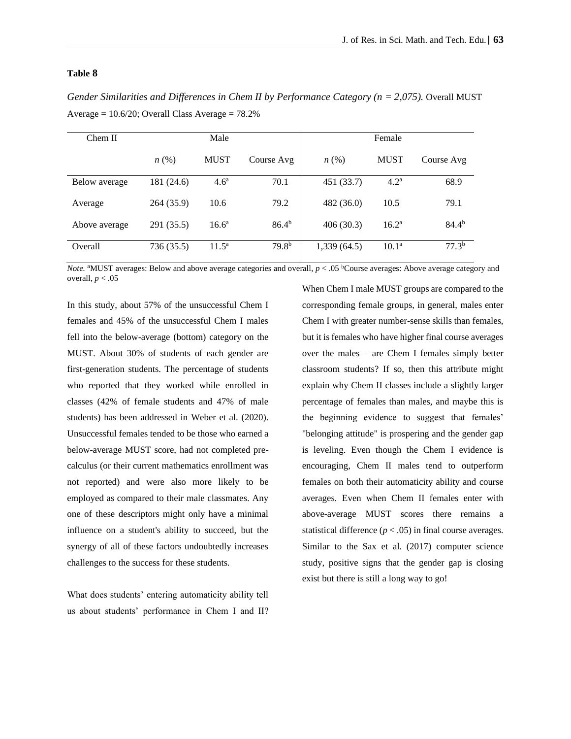**Table 8**

*Gender Similarities and Differences in Chem II by Performance Category (n = 2,075).* Overall MUST Average = 10.6/20; Overall Class Average = 78.2%

| Chem II | Male | | | Female | | |
|---|---|---|---|---|---|---|
| | *n* (%) | MUST | Course Avg | *n* (%) | MUST | Course Avg |
| Below average | 181 (24.6) | 4.6[a] | 70.1 | 451 (33.7) | 4.2[a] | 68.9 |
| Average | 264 (35.9) | 10.6 | 79.2 | 482 (36.0) | 10.5 | 79.1 |
| Above average | 291 (35.5) | 16.6[a] | 86.4[b] | 406 (30.3) | 16.2[a] | 84.4[b] |
| Overall | 736 (35.5) | 11.5[a] | 79.8[b] | 1,339 (64.5) | 10.1[a] | 77.3[b] |

*Note.* [a]MUST averages: Below and above average categories and overall, $p < .05$ [b]Course averages: Above average category and overall, $p < .05$

In this study, about 57% of the unsuccessful Chem I females and 45% of the unsuccessful Chem I males fell into the below-average (bottom) category on the MUST. About 30% of students of each gender are first-generation students. The percentage of students who reported that they worked while enrolled in classes (42% of female students and 47% of male students) has been addressed in Weber et al. (2020). Unsuccessful females tended to be those who earned a below-average MUST score, had not completed pre-calculus (or their current mathematics enrollment was not reported) and were also more likely to be employed as compared to their male classmates. Any one of these descriptors might only have a minimal influence on a student's ability to succeed, but the synergy of all of these factors undoubtedly increases challenges to the success for these students.

What does students' entering automaticity ability tell us about students' performance in Chem I and II? When Chem I male MUST groups are compared to the corresponding female groups, in general, males enter Chem I with greater number-sense skills than females, but it is females who have higher final course averages over the males – are Chem I females simply better classroom students? If so, then this attribute might explain why Chem II classes include a slightly larger percentage of females than males, and maybe this is the beginning evidence to suggest that females' "belonging attitude" is prospering and the gender gap is leveling. Even though the Chem I evidence is encouraging, Chem II males tend to outperform females on both their automaticity ability and course averages. Even when Chem II females enter with above-average MUST scores there remains a statistical difference ($p < .05$) in final course averages. Similar to the Sax et al. (2017) computer science study, positive signs that the gender gap is closing exist but there is still a long way to go!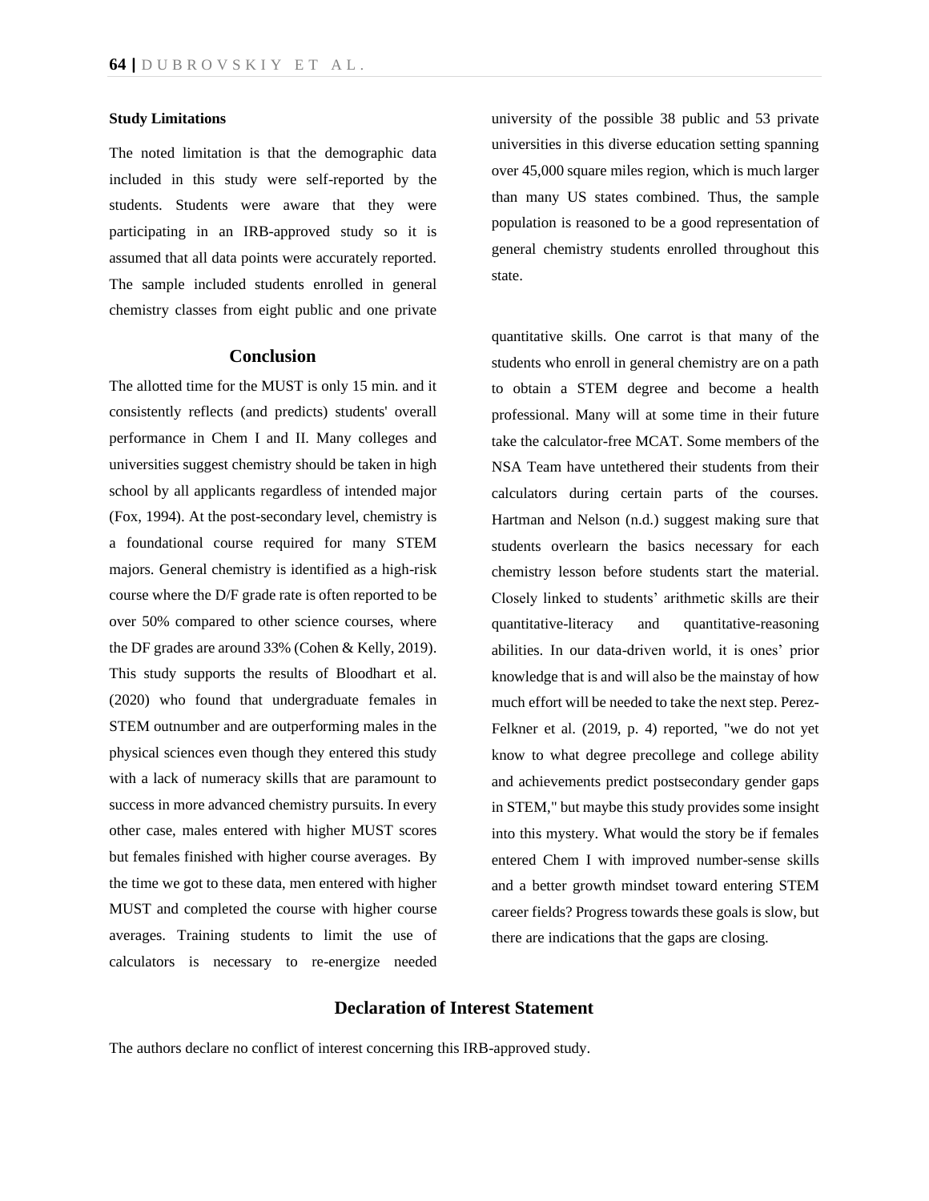### Study Limitations

The noted limitation is that the demographic data included in this study were self-reported by the students. Students were aware that they were participating in an IRB-approved study so it is assumed that all data points were accurately reported. The sample included students enrolled in general chemistry classes from eight public and one private university of the possible 38 public and 53 private universities in this diverse education setting spanning over 45,000 square miles region, which is much larger than many US states combined. Thus, the sample population is reasoned to be a good representation of general chemistry students enrolled throughout this state.

## Conclusion

The allotted time for the MUST is only 15 min. and it consistently reflects (and predicts) students' overall performance in Chem I and II. Many colleges and universities suggest chemistry should be taken in high school by all applicants regardless of intended major (Fox, 1994). At the post-secondary level, chemistry is a foundational course required for many STEM majors. General chemistry is identified as a high-risk course where the D/F grade rate is often reported to be over 50% compared to other science courses, where the DF grades are around 33% (Cohen & Kelly, 2019). This study supports the results of Bloodhart et al. (2020) who found that undergraduate females in STEM outnumber and are outperforming males in the physical sciences even though they entered this study with a lack of numeracy skills that are paramount to success in more advanced chemistry pursuits. In every other case, males entered with higher MUST scores but females finished with higher course averages. By the time we got to these data, men entered with higher MUST and completed the course with higher course averages. Training students to limit the use of calculators is necessary to re-energize needed quantitative skills. One carrot is that many of the students who enroll in general chemistry are on a path to obtain a STEM degree and become a health professional. Many will at some time in their future take the calculator-free MCAT. Some members of the NSA Team have untethered their students from their calculators during certain parts of the courses. Hartman and Nelson (n.d.) suggest making sure that students overlearn the basics necessary for each chemistry lesson before students start the material. Closely linked to students' arithmetic skills are their quantitative-literacy and quantitative-reasoning abilities. In our data-driven world, it is ones' prior knowledge that is and will also be the mainstay of how much effort will be needed to take the next step. Perez-Felkner et al. (2019, p. 4) reported, "we do not yet know to what degree precollege and college ability and achievements predict postsecondary gender gaps in STEM," but maybe this study provides some insight into this mystery. What would the story be if females entered Chem I with improved number-sense skills and a better growth mindset toward entering STEM career fields? Progress towards these goals is slow, but there are indications that the gaps are closing.

## Declaration of Interest Statement

The authors declare no conflict of interest concerning this IRB-approved study.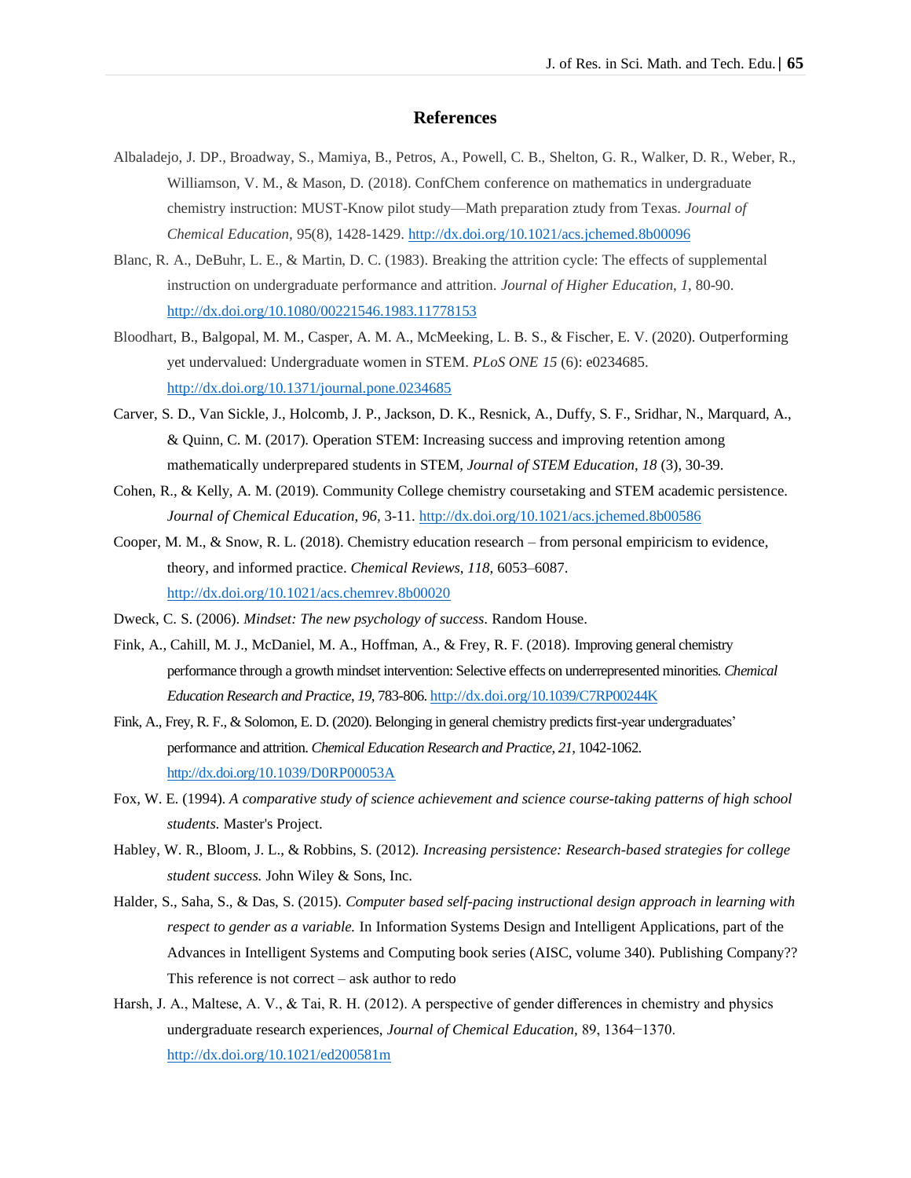## References

Albaladejo, J. DP., Broadway, S., Mamiya, B., Petros, A., Powell, C. B., Shelton, G. R., Walker, D. R., Weber, R., Williamson, V. M., & Mason, D. (2018). ConfChem conference on mathematics in undergraduate chemistry instruction: MUST-Know pilot study—Math preparation ztudy from Texas. *Journal of Chemical Education*, 95(8), 1428-1429. http://dx.doi.org/10.1021/acs.jchemed.8b00096

Blanc, R. A., DeBuhr, L. E., & Martin, D. C. (1983). Breaking the attrition cycle: The effects of supplemental instruction on undergraduate performance and attrition. *Journal of Higher Education*, *1*, 80-90. http://dx.doi.org/10.1080/00221546.1983.11778153

Bloodhart, B., Balgopal, M. M., Casper, A. M. A., McMeeking, L. B. S., & Fischer, E. V. (2020). Outperforming yet undervalued: Undergraduate women in STEM. *PLoS ONE 15* (6): e0234685. http://dx.doi.org/10.1371/journal.pone.0234685

Carver, S. D., Van Sickle, J., Holcomb, J. P., Jackson, D. K., Resnick, A., Duffy, S. F., Sridhar, N., Marquard, A., & Quinn, C. M. (2017). Operation STEM: Increasing success and improving retention among mathematically underprepared students in STEM, *Journal of STEM Education*, *18* (3), 30-39.

Cohen, R., & Kelly, A. M. (2019). Community College chemistry coursetaking and STEM academic persistence. *Journal of Chemical Education*, *96*, 3-11. http://dx.doi.org/10.1021/acs.jchemed.8b00586

Cooper, M. M., & Snow, R. L. (2018). Chemistry education research – from personal empiricism to evidence, theory, and informed practice. *Chemical Reviews*, *118*, 6053–6087. http://dx.doi.org/10.1021/acs.chemrev.8b00020

Dweck, C. S. (2006). *Mindset: The new psychology of success.* Random House.

Fink, A., Cahill, M. J., McDaniel, M. A., Hoffman, A., & Frey, R. F. (2018). Improving general chemistry performance through a growth mindset intervention: Selective effects on underrepresented minorities. *Chemical Education Research and Practice*, *19*, 783-806. http://dx.doi.org/10.1039/C7RP00244K

Fink, A., Frey, R. F., & Solomon, E. D. (2020). Belonging in general chemistry predicts first-year undergraduates' performance and attrition. *Chemical Education Research and Practice*, *21*, 1042-1062. http://dx.doi.org/10.1039/D0RP00053A

Fox, W. E. (1994). *A comparative study of science achievement and science course-taking patterns of high school students.* Master's Project.

Habley, W. R., Bloom, J. L., & Robbins, S. (2012). *Increasing persistence: Research-based strategies for college student success.* John Wiley & Sons, Inc.

Halder, S., Saha, S., & Das, S. (2015). *Computer based self-pacing instructional design approach in learning with respect to gender as a variable.* In Information Systems Design and Intelligent Applications, part of the Advances in Intelligent Systems and Computing book series (AISC, volume 340). Publishing Company?? This reference is not correct – ask author to redo

Harsh, J. A., Maltese, A. V., & Tai, R. H. (2012). A perspective of gender differences in chemistry and physics undergraduate research experiences, *Journal of Chemical Education*, 89, 1364−1370. http://dx.doi.org/10.1021/ed200581m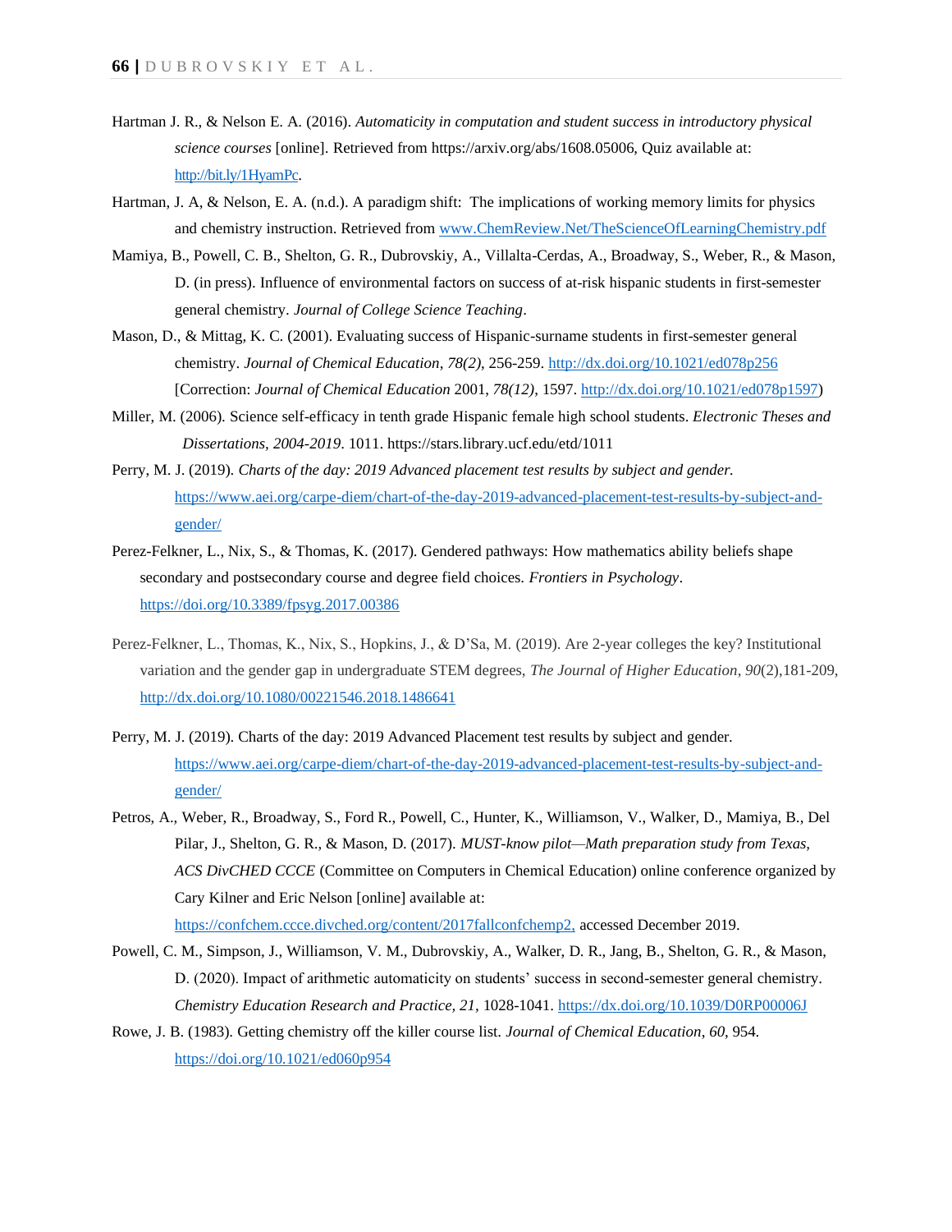Hartman J. R., & Nelson E. A. (2016). *Automaticity in computation and student success in introductory physical science courses* [online]. Retrieved from https://arxiv.org/abs/1608.05006, Quiz available at: http://bit.ly/1HyamPc.

Hartman, J. A, & Nelson, E. A. (n.d.). A paradigm shift: The implications of working memory limits for physics and chemistry instruction. Retrieved from www.ChemReview.Net/TheScienceOfLearningChemistry.pdf

Mamiya, B., Powell, C. B., Shelton, G. R., Dubrovskiy, A., Villalta-Cerdas, A., Broadway, S., Weber, R., & Mason, D. (in press). Influence of environmental factors on success of at-risk hispanic students in first-semester general chemistry. *Journal of College Science Teaching*.

Mason, D., & Mittag, K. C. (2001). Evaluating success of Hispanic-surname students in first-semester general chemistry. *Journal of Chemical Education, 78(2)*, 256-259. http://dx.doi.org/10.1021/ed078p256 [Correction: *Journal of Chemical Education* 2001, *78(12)*, 1597. http://dx.doi.org/10.1021/ed078p1597)

Miller, M. (2006). Science self-efficacy in tenth grade Hispanic female high school students. *Electronic Theses and Dissertations, 2004-2019*. 1011. https://stars.library.ucf.edu/etd/1011

Perry, M. J. (2019). *Charts of the day: 2019 Advanced placement test results by subject and gender.* https://www.aei.org/carpe-diem/chart-of-the-day-2019-advanced-placement-test-results-by-subject-and-gender/

Perez-Felkner, L., Nix, S., & Thomas, K. (2017). Gendered pathways: How mathematics ability beliefs shape secondary and postsecondary course and degree field choices. *Frontiers in Psychology*. https://doi.org/10.3389/fpsyg.2017.00386

Perez-Felkner, L., Thomas, K., Nix, S., Hopkins, J., & D'Sa, M. (2019). Are 2-year colleges the key? Institutional variation and the gender gap in undergraduate STEM degrees, *The Journal of Higher Education*, *90*(2),181-209, http://dx.doi.org/10.1080/00221546.2018.1486641

Perry, M. J. (2019). Charts of the day: 2019 Advanced Placement test results by subject and gender. https://www.aei.org/carpe-diem/chart-of-the-day-2019-advanced-placement-test-results-by-subject-and-gender/

Petros, A., Weber, R., Broadway, S., Ford R., Powell, C., Hunter, K., Williamson, V., Walker, D., Mamiya, B., Del Pilar, J., Shelton, G. R., & Mason, D. (2017). *MUST-know pilot—Math preparation study from Texas, ACS DivCHED CCCE* (Committee on Computers in Chemical Education) online conference organized by Cary Kilner and Eric Nelson [online] available at: https://confchem.ccce.divched.org/content/2017fallconfchemp2, accessed December 2019.

Powell, C. M., Simpson, J., Williamson, V. M., Dubrovskiy, A., Walker, D. R., Jang, B., Shelton, G. R., & Mason, D. (2020). Impact of arithmetic automaticity on students' success in second-semester general chemistry. *Chemistry Education Research and Practice, 21*, 1028-1041. https://dx.doi.org/10.1039/D0RP00006J

Rowe, J. B. (1983). Getting chemistry off the killer course list. *Journal of Chemical Education*, *60*, 954. https://doi.org/10.1021/ed060p954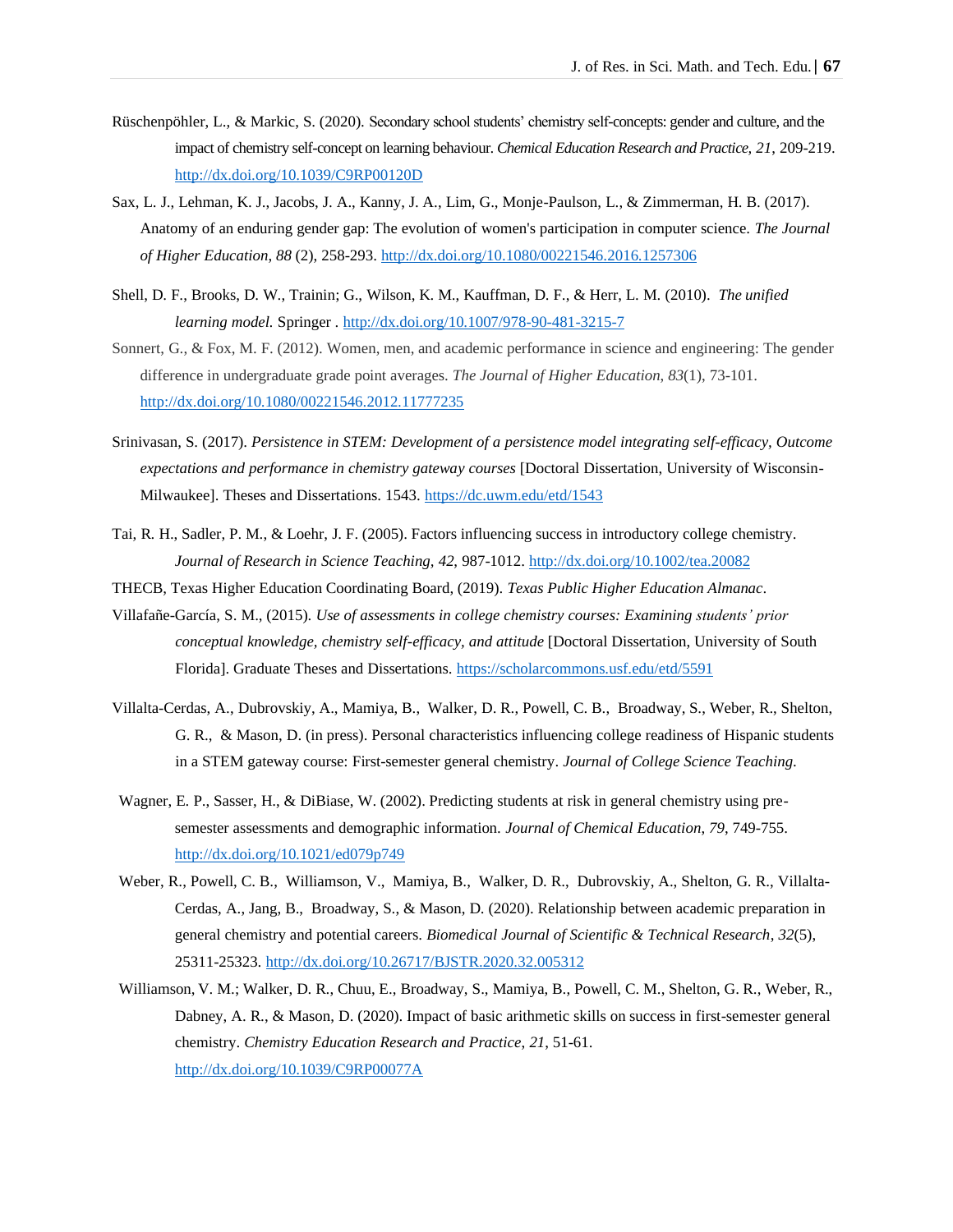Rüschenpöhler, L., & Markic, S. (2020). Secondary school students' chemistry self-concepts: gender and culture, and the impact of chemistry self-concept on learning behaviour. *Chemical Education Research and Practice, 21*, 209-219. http://dx.doi.org/10.1039/C9RP00120D

Sax, L. J., Lehman, K. J., Jacobs, J. A., Kanny, J. A., Lim, G., Monje-Paulson, L., & Zimmerman, H. B. (2017). Anatomy of an enduring gender gap: The evolution of women's participation in computer science. *The Journal of Higher Education*, *88* (2), 258-293. http://dx.doi.org/10.1080/00221546.2016.1257306

Shell, D. F., Brooks, D. W., Trainin; G., Wilson, K. M., Kauffman, D. F., & Herr, L. M. (2010). *The unified learning model.* Springer . http://dx.doi.org/10.1007/978-90-481-3215-7

Sonnert, G., & Fox, M. F. (2012). Women, men, and academic performance in science and engineering: The gender difference in undergraduate grade point averages. *The Journal of Higher Education*, *83*(1), 73-101. http://dx.doi.org/10.1080/00221546.2012.11777235

Srinivasan, S. (2017). *Persistence in STEM: Development of a persistence model integrating self-efficacy, Outcome expectations and performance in chemistry gateway courses* [Doctoral Dissertation, University of Wisconsin-Milwaukee]. Theses and Dissertations. 1543. https://dc.uwm.edu/etd/1543

Tai, R. H., Sadler, P. M., & Loehr, J. F. (2005). Factors influencing success in introductory college chemistry. *Journal of Research in Science Teaching, 42*, 987-1012. http://dx.doi.org/10.1002/tea.20082

THECB, Texas Higher Education Coordinating Board, (2019). *Texas Public Higher Education Almanac*.

Villafañe-García, S. M., (2015). *Use of assessments in college chemistry courses: Examining students' prior conceptual knowledge, chemistry self-efficacy, and attitude* [Doctoral Dissertation, University of South Florida]. Graduate Theses and Dissertations. https://scholarcommons.usf.edu/etd/5591

Villalta-Cerdas, A., Dubrovskiy, A., Mamiya, B., Walker, D. R., Powell, C. B., Broadway, S., Weber, R., Shelton, G. R., & Mason, D. (in press). Personal characteristics influencing college readiness of Hispanic students in a STEM gateway course: First-semester general chemistry. *Journal of College Science Teaching.*

Wagner, E. P., Sasser, H., & DiBiase, W. (2002). Predicting students at risk in general chemistry using pre-semester assessments and demographic information. *Journal of Chemical Education, 79*, 749-755. http://dx.doi.org/10.1021/ed079p749

Weber, R., Powell, C. B., Williamson, V., Mamiya, B., Walker, D. R., Dubrovskiy, A., Shelton, G. R., Villalta-Cerdas, A., Jang, B., Broadway, S., & Mason, D. (2020). Relationship between academic preparation in general chemistry and potential careers. *Biomedical Journal of Scientific & Technical Research*, *32*(5), 25311-25323. http://dx.doi.org/10.26717/BJSTR.2020.32.005312

Williamson, V. M.; Walker, D. R., Chuu, E., Broadway, S., Mamiya, B., Powell, C. M., Shelton, G. R., Weber, R., Dabney, A. R., & Mason, D. (2020). Impact of basic arithmetic skills on success in first-semester general chemistry. *Chemistry Education Research and Practice*, *21*, 51-61. http://dx.doi.org/10.1039/C9RP00077A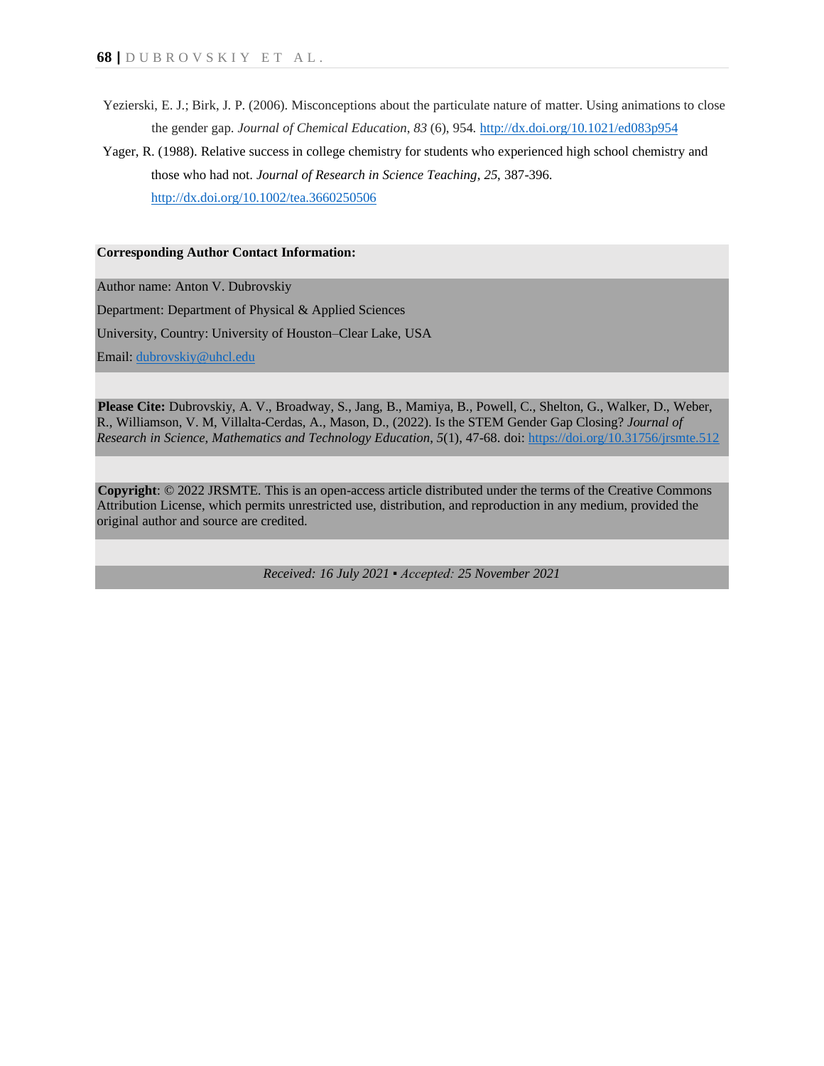Yezierski, E. J.; Birk, J. P. (2006). Misconceptions about the particulate nature of matter. Using animations to close the gender gap. *Journal of Chemical Education*, *83* (6), 954. http://dx.doi.org/10.1021/ed083p954

Yager, R. (1988). Relative success in college chemistry for students who experienced high school chemistry and those who had not. *Journal of Research in Science Teaching*, *25*, 387-396. http://dx.doi.org/10.1002/tea.3660250506

**Corresponding Author Contact Information:**

Author name: Anton V. Dubrovskiy

Department: Department of Physical & Applied Sciences

University, Country: University of Houston–Clear Lake, USA

Email: dubrovskiy@uhcl.edu

**Please Cite:** Dubrovskiy, A. V., Broadway, S., Jang, B., Mamiya, B., Powell, C., Shelton, G., Walker, D., Weber, R., Williamson, V. M, Villalta-Cerdas, A., Mason, D., (2022). Is the STEM Gender Gap Closing? *Journal of Research in Science, Mathematics and Technology Education*, *5*(1), 47-68. doi: https://doi.org/10.31756/jrsmte.512

**Copyright**: © 2022 JRSMTE. This is an open-access article distributed under the terms of the Creative Commons Attribution License, which permits unrestricted use, distribution, and reproduction in any medium, provided the original author and source are credited.

*Received: 16 July 2021 ▪ Accepted: 25 November 2021*